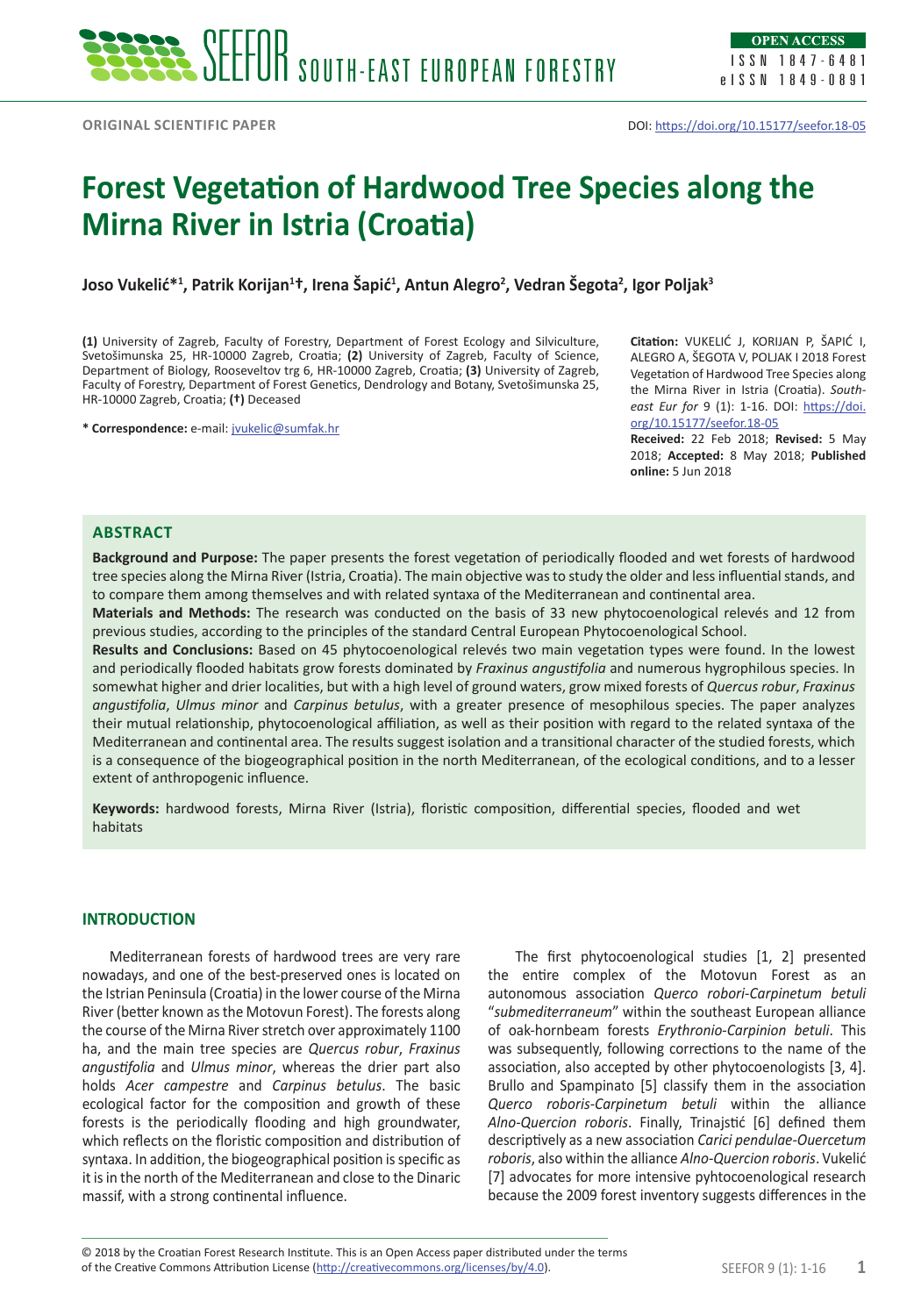ORIGINAL SCIENTIFIC PAPER

DOI: https://doi.org/10.15177/seefor.18-05

# Forest Vegetation of Hardwood Tree Species along the Mirna River in Istria (Croatia)

**Joso Vukelić*[1], Patrik Korijan[1]†, Irena Šapić[1], Antun Alegro[2], Vedran Šegota[2], Igor Poljak[3]**

**(1)** University of Zagreb, Faculty of Forestry, Department of Forest Ecology and Silviculture, Svetošimunska 25, HR-10000 Zagreb, Croatia; **(2)** University of Zagreb, Faculty of Science, Department of Biology, Roosevelt trg 6, HR-10000 Zagreb, Croatia; **(3)** University of Zagreb, Faculty of Forestry, Department of Forest Genetics, Dendrology and Botany, Svetošimunska 25, HR-10000 Zagreb, Croatia; **(†)** Deceased

**\* Correspondence:** e-mail: jvukelic@sumfak.hr

**Citation:** VUKELIĆ J, KORIJAN P, ŠAPIĆ I, ALEGRO A, ŠEGOTA V, POLJAK I 2018 Forest Vegetation of Hardwood Tree Species along the Mirna River in Istria (Croatia). *South-east Eur for* 9 (1): 1-16. DOI: https://doi.org/10.15177/seefor.18-05

**Received:** 22 Feb 2018; **Revised:** 5 May 2018; **Accepted:** 8 May 2018; **Published online:** 5 Jun 2018

## ABSTRACT

**Background and Purpose:** The paper presents the forest vegetation of periodically flooded and wet forests of hardwood tree species along the Mirna River (Istria, Croatia). The main objective was to study the older and less influential stands, and to compare them among themselves and with related syntaxa of the Mediterranean and continental area.

**Materials and Methods:** The research was conducted on the basis of 33 new phytocoenological relevés and 12 from previous studies, according to the principles of the standard Central European Phytocoenological School.

**Results and Conclusions:** Based on 45 phytocoenological relevés two main vegetation types were found. In the lowest and periodically flooded habitats grow forests dominated by *Fraxinus angustifolia* and numerous hygrophilous species. In somewhat higher and drier localities, but with a high level of ground waters, grow mixed forests of *Quercus robur*, *Fraxinus angustifolia*, *Ulmus minor* and *Carpinus betulus*, with a greater presence of mesophilous species. The paper analyzes their mutual relationship, phytocoenological affiliation, as well as their position with regard to the related syntaxa of the Mediterranean and continental area. The results suggest isolation and a transitional character of the studied forests, which is a consequence of the biogeographical position in the north Mediterranean, of the ecological conditions, and to a lesser extent of anthropogenic influence.

**Keywords:** hardwood forests, Mirna River (Istria), floristic composition, differential species, flooded and wet habitats

## INTRODUCTION

Mediterranean forests of hardwood trees are very rare nowadays, and one of the best-preserved ones is located on the Istrian Peninsula (Croatia) in the lower course of the Mirna River (better known as the Motovun Forest). The forests along the course of the Mirna River stretch over approximately 1100 ha, and the main tree species are *Quercus robur*, *Fraxinus angustifolia* and *Ulmus minor*, whereas the drier part also holds *Acer campestre* and *Carpinus betulus*. The basic ecological factor for the composition and growth of these forests is the periodically flooding and high groundwater, which reflects on the floristic composition and distribution of syntaxa. In addition, the biogeographical position is specific as it is in the north of the Mediterranean and close to the Dinaric massif, with a strong continental influence.

The first phytocoenological studies [1, 2] presented the entire complex of the Motovun Forest as an autonomous association *Querco robori-Carpinetum betuli* "*submediterraneum*" within the southeast European alliance of oak-hornbeam forests *Erythronio-Carpinion betuli*. This was subsequently, following corrections to the name of the association, also accepted by other phytocoenologists [3, 4]. Brullo and Spampinato [5] classify them in the association *Querco roboris-Carpinetum betuli* within the alliance *Alno-Quercion roboris*. Finally, Trinajstić [6] defined them descriptively as a new association *Carici pendulae-Quercetum roboris*, also within the alliance *Alno-Quercion roboris*. Vukelić [7] advocates for more intensive pyhtocoenological research because the 2009 forest inventory suggests differences in the

© 2018 by the Croatian Forest Research Institute. This is an Open Access paper distributed under the terms of the Creative Commons Attribution License (http://creativecommons.org/licenses/by/4.0).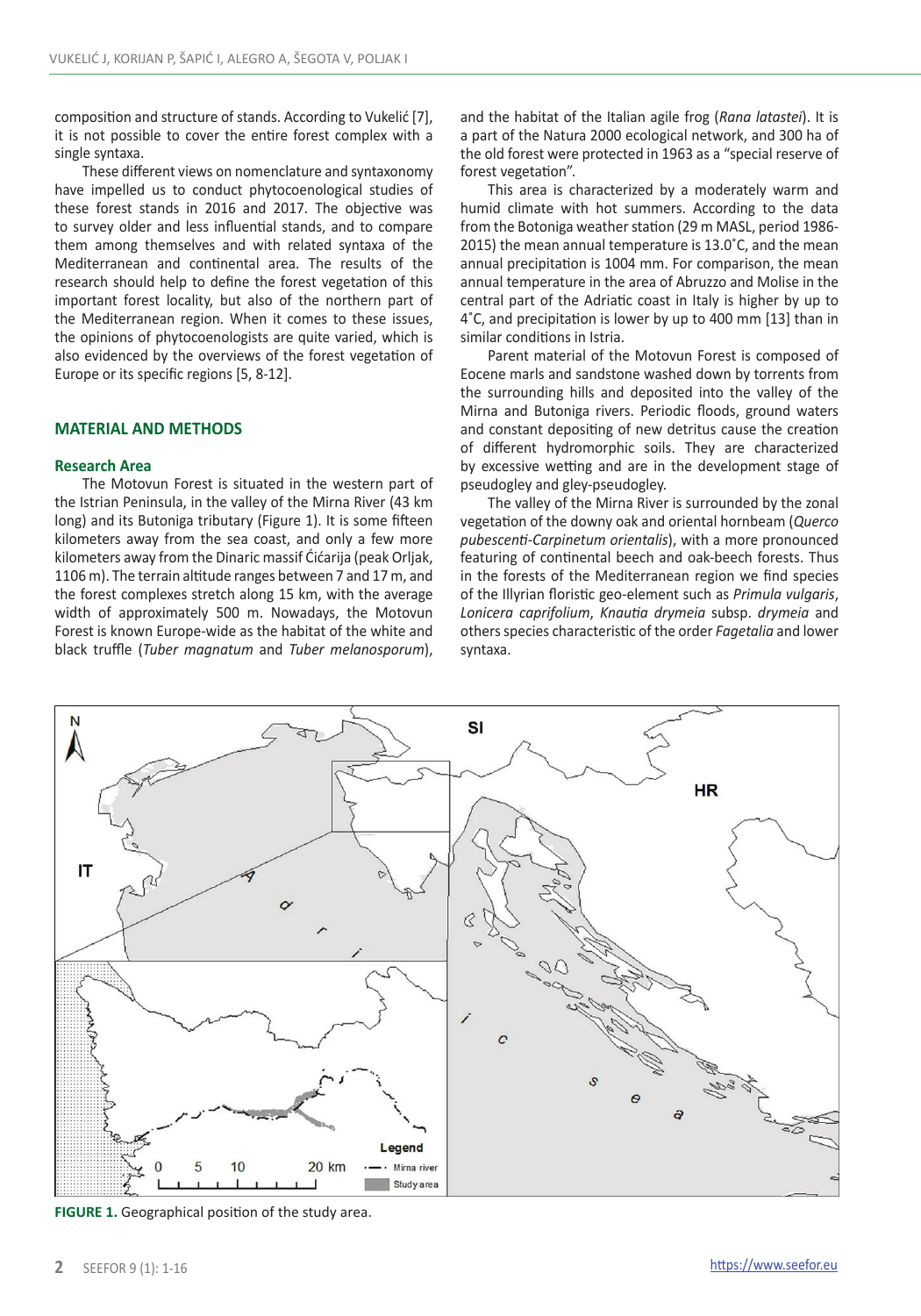composition and structure of stands. According to Vukelić [7], it is not possible to cover the entire forest complex with a single syntaxa.

These different views on nomenclature and syntaxonomy have impelled us to conduct phytocoenological studies of these forest stands in 2016 and 2017. The objective was to survey older and less influential stands, and to compare them among themselves and with related syntaxa of the Mediterranean and continental area. The results of the research should help to define the forest vegetation of this important forest locality, but also of the northern part of the Mediterranean region. When it comes to these issues, the opinions of phytocoenologists are quite varied, which is also evidenced by the overviews of the forest vegetation of Europe or its specific regions [5, 8-12].

## MATERIAL AND METHODS

### Research Area

The Motovun Forest is situated in the western part of the Istrian Peninsula, in the valley of the Mirna River (43 km long) and its Butoniga tributary (Figure 1). It is some fifteen kilometers away from the sea coast, and only a few more kilometers away from the Dinaric massif Ćićarija (peak Orljak, 1106 m). The terrain altitude ranges between 7 and 17 m, and the forest complexes stretch along 15 km, with the average width of approximately 500 m. Nowadays, the Motovun Forest is known Europe-wide as the habitat of the white and black truffle (*Tuber magnatum* and *Tuber melanosporum*), and the habitat of the Italian agile frog (*Rana latastei*). It is a part of the Natura 2000 ecological network, and 300 ha of the old forest were protected in 1963 as a "special reserve of forest vegetation".

This area is characterized by a moderately warm and humid climate with hot summers. According to the data from the Botoniga weather station (29 m MASL, period 1986-2015) the mean annual temperature is 13.0˚C, and the mean annual precipitation is 1004 mm. For comparison, the mean annual temperature in the area of Abruzzo and Molise in the central part of the Adriatic coast in Italy is higher by up to 4˚C, and precipitation is lower by up to 400 mm [13] than in similar conditions in Istria.

Parent material of the Motovun Forest is composed of Eocene marls and sandstone washed down by torrents from the surrounding hills and deposited into the valley of the Mirna and Butoniga rivers. Periodic floods, ground waters and constant depositing of new detritus cause the creation of different hydromorphic soils. They are characterized by excessive wetting and are in the development stage of pseudogley and gley-pseudogley.

The valley of the Mirna River is surrounded by the zonal vegetation of the downy oak and oriental hornbeam (*Querco pubescenti-Carpinetum orientalis*), with a more pronounced featuring of continental beech and oak-beech forests. Thus in the forests of the Mediterranean region we find species of the Illyrian floristic geo-element such as *Primula vulgaris*, *Lonicera caprifolium*, *Knautia drymeia* subsp. *drymeia* and others species characteristic of the order *Fagetalia* and lower syntaxa.

**FIGURE 1.** Geographical position of the study area.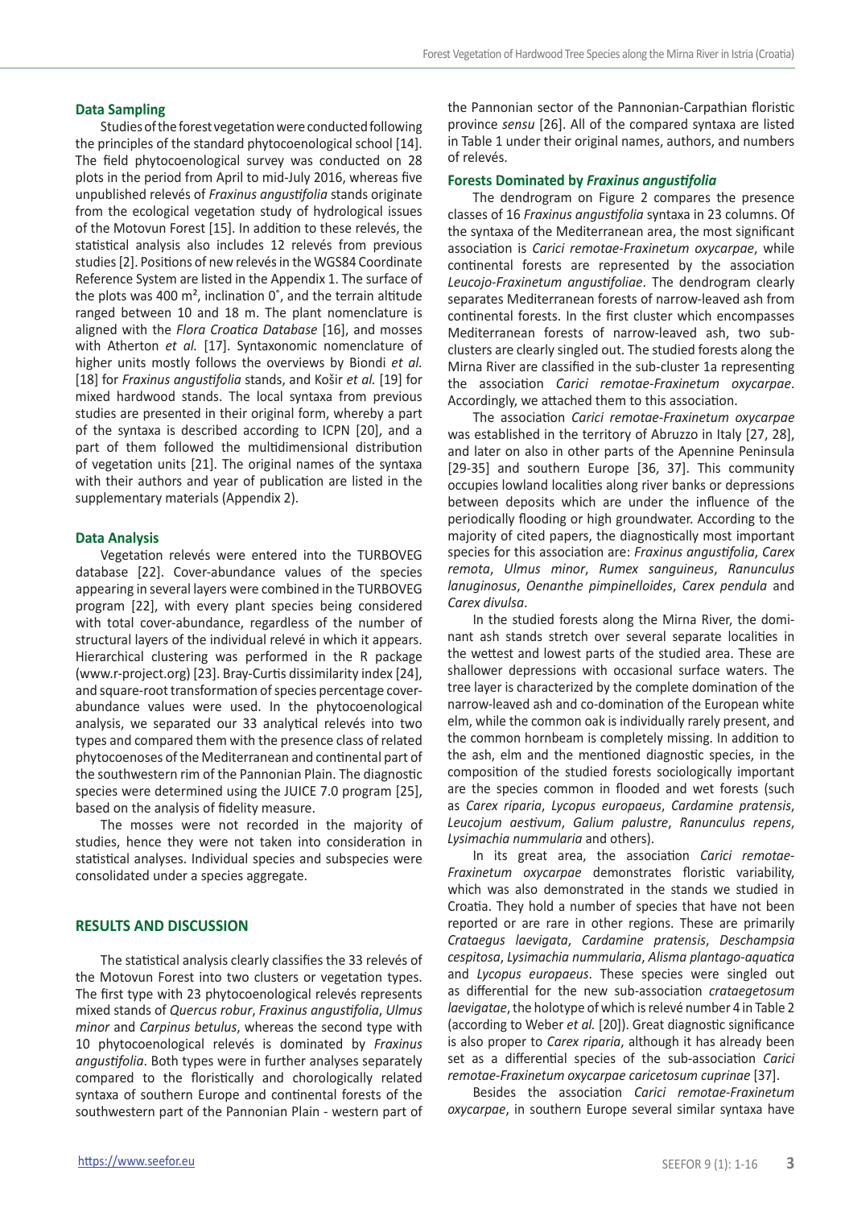## Data Sampling

Studies of the forest vegetation were conducted following the principles of the standard phytocoenological school [14]. The field phytocoenological survey was conducted on 28 plots in the period from April to mid-July 2016, whereas five unpublished relevés of *Fraxinus angustifolia* stands originate from the ecological vegetation study of hydrological issues of the Motovun Forest [15]. In addition to these relevés, the statistical analysis also includes 12 relevés from previous studies [2]. Positions of new relevés in the WGS84 Coordinate Reference System are listed in the Appendix 1. The surface of the plots was 400 m², inclination 0˚, and the terrain altitude ranged between 10 and 18 m. The plant nomenclature is aligned with the *Flora Croatica Database* [16], and mosses with Atherton *et al.* [17]. Syntaxonomic nomenclature of higher units mostly follows the overviews by Biondi *et al.* [18] for *Fraxinus angustifolia* stands, and Košir *et al.* [19] for mixed hardwood stands. The local syntaxa from previous studies are presented in their original form, whereby a part of the syntaxa is described according to ICPN [20], and a part of them followed the multidimensional distribution of vegetation units [21]. The original names of the syntaxa with their authors and year of publication are listed in the supplementary materials (Appendix 2).

## Data Analysis

Vegetation relevés were entered into the TURBOVEG database [22]. Cover-abundance values of the species appearing in several layers were combined in the TURBOVEG program [22], with every plant species being considered with total cover-abundance, regardless of the number of structural layers of the individual relevé in which it appears. Hierarchical clustering was performed in the R package (www.r-project.org) [23]. Bray-Curtis dissimilarity index [24], and square-root transformation of species percentage cover-abundance values were used. In the phytocoenological analysis, we separated our 33 analytical relevés into two types and compared them with the presence class of related phytocoenoses of the Mediterranean and continental part of the southwestern rim of the Pannonian Plain. The diagnostic species were determined using the JUICE 7.0 program [25], based on the analysis of fidelity measure.

The mosses were not recorded in the majority of studies, hence they were not taken into consideration in statistical analyses. Individual species and subspecies were consolidated under a species aggregate.

# RESULTS AND DISCUSSION

The statistical analysis clearly classifies the 33 relevés of the Motovun Forest into two clusters or vegetation types. The first type with 23 phytocoenological relevés represents mixed stands of *Quercus robur*, *Fraxinus angustifolia*, *Ulmus minor* and *Carpinus betulus*, whereas the second type with 10 phytocoenological relevés is dominated by *Fraxinus angustifolia*. Both types were in further analyses separately compared to the floristically and chorologically related syntaxa of southern Europe and continental forests of the southwestern part of the Pannonian Plain - western part of the Pannonian sector of the Pannonian-Carpathian floristic province *sensu* [26]. All of the compared syntaxa are listed in Table 1 under their original names, authors, and numbers of relevés.

## Forests Dominated by *Fraxinus angustifolia*

The dendrogram on Figure 2 compares the presence classes of 16 *Fraxinus angustifolia* syntaxa in 23 columns. Of the syntaxa of the Mediterranean area, the most significant association is *Carici remotae-Fraxinetum oxycarpae*, while continental forests are represented by the association *Leucojo-Fraxinetum angustifoliae*. The dendrogram clearly separates Mediterranean forests of narrow-leaved ash from continental forests. In the first cluster which encompasses Mediterranean forests of narrow-leaved ash, two sub-clusters are clearly singled out. The studied forests along the Mirna River are classified in the sub-cluster 1a representing the association *Carici remotae-Fraxinetum oxycarpae*. Accordingly, we attached them to this association.

The association *Carici remotae-Fraxinetum oxycarpae* was established in the territory of Abruzzo in Italy [27, 28], and later on also in other parts of the Apennine Peninsula [29-35] and southern Europe [36, 37]. This community occupies lowland localities along river banks or depressions between deposits which are under the influence of the periodically flooding or high groundwater. According to the majority of cited papers, the diagnostically most important species for this association are: *Fraxinus angustifolia*, *Carex remota*, *Ulmus minor*, *Rumex sanguineus*, *Ranunculus lanuginosus*, *Oenanthe pimpinelloides*, *Carex pendula* and *Carex divulsa*.

In the studied forests along the Mirna River, the dominant ash stands stretch over several separate localities in the wettest and lowest parts of the studied area. These are shallower depressions with occasional surface waters. The tree layer is characterized by the complete domination of the narrow-leaved ash and co-domination of the European white elm, while the common oak is individually rarely present, and the common hornbeam is completely missing. In addition to the ash, elm and the mentioned diagnostic species, in the composition of the studied forests sociologically important are the species common in flooded and wet forests (such as *Carex riparia*, *Lycopus europaeus*, *Cardamine pratensis*, *Leucojum aestivum*, *Galium palustre*, *Ranunculus repens*, *Lysimachia nummularia* and others).

In its great area, the association *Carici remotae-Fraxinetum oxycarpae* demonstrates floristic variability, which was also demonstrated in the stands we studied in Croatia. They hold a number of species that have not been reported or are rare in other regions. These are primarily *Crataegus laevigata*, *Cardamine pratensis*, *Deschampsia cespitosa*, *Lysimachia nummularia*, *Alisma plantago-aquatica* and *Lycopus europaeus*. These species were singled out as differential for the new sub-association *crataegetosum laevigatae*, the holotype of which is relevé number 4 in Table 2 (according to Weber *et al.* [20]). Great diagnostic significance is also proper to *Carex riparia*, although it has already been set as a differential species of the sub-association *Carici remotae-Fraxinetum oxycarpae caricetosum cuprinae* [37].

Besides the association *Carici remotae-Fraxinetum oxycarpae*, in southern Europe several similar syntaxa have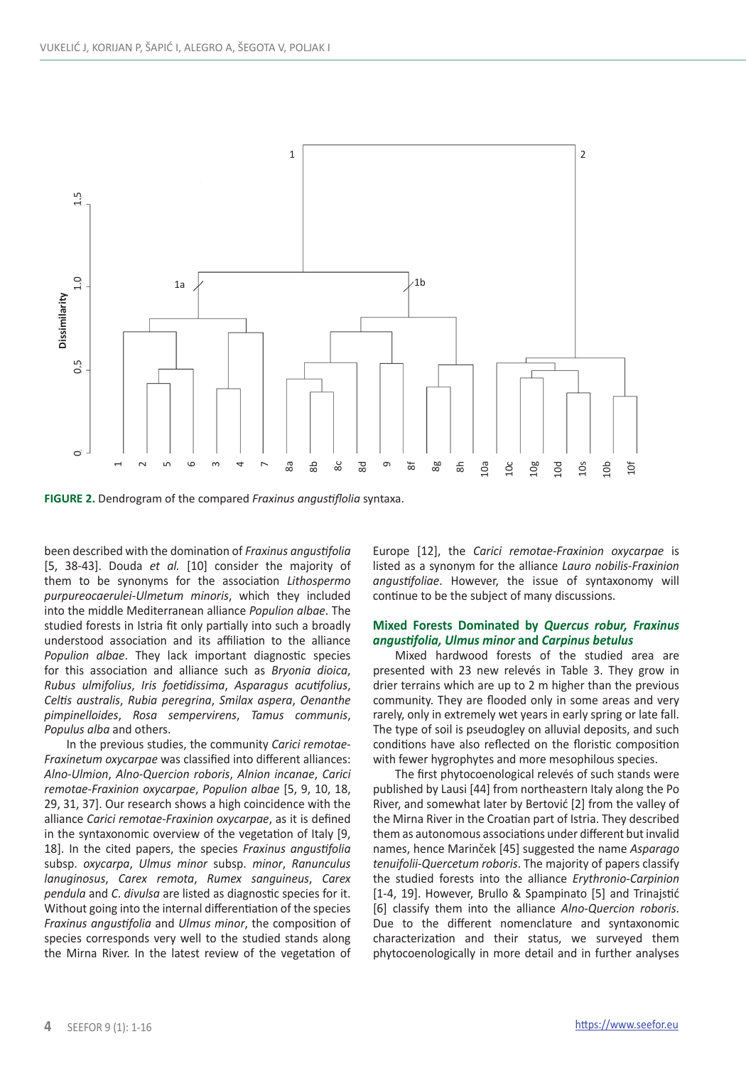**FIGURE 2.** Dendrogram of the compared *Fraxinus angustiflolia* syntaxa.

been described with the domination of *Fraxinus angustifolia* [5, 38-43]. Douda *et al.* [10] consider the majority of them to be synonyms for the association *Lithospermo purpureocaerulei-Ulmetum minoris*, which they included into the middle Mediterranean alliance *Populion albae*. The studied forests in Istria fit only partially into such a broadly understood association and its affiliation to the alliance *Populion albae*. They lack important diagnostic species for this association and alliance such as *Bryonia dioica*, *Rubus ulmifolius*, *Iris foetidissima*, *Asparagus acutifolius*, *Celtis australis*, *Rubia peregrina*, *Smilax aspera*, *Oenanthe pimpinelloides*, *Rosa sempervirens*, *Tamus communis*, *Populus alba* and others.

In the previous studies, the community *Carici remotae-Fraxinetum oxycarpae* was classified into different alliances: *Alno-Ulmion*, *Alno-Quercion roboris*, *Alnion incanae*, *Carici remotae-Fraxinion oxycarpae*, *Populion albae* [5, 9, 10, 18, 29, 31, 37]. Our research shows a high coincidence with the alliance *Carici remotae-Fraxinion oxycarpae*, as it is defined in the syntaxonomic overview of the vegetation of Italy [9, 18]. In the cited papers, the species *Fraxinus angustifolia* subsp. *oxycarpa*, *Ulmus minor* subsp. *minor*, *Ranunculus lanuginosus*, *Carex remota*, *Rumex sanguineus*, *Carex pendula* and *C. divulsa* are listed as diagnostic species for it. Without going into the internal differentiation of the species *Fraxinus angustifolia* and *Ulmus minor*, the composition of species corresponds very well to the studied stands along the Mirna River. In the latest review of the vegetation of Europe [12], the *Carici remotae-Fraxinion oxycarpae* is listed as a synonym for the alliance *Lauro nobilis-Fraxinion angustifoliae*. However, the issue of syntaxonomy will continue to be the subject of many discussions.

### Mixed Forests Dominated by *Quercus robur, Fraxinus angustifolia, Ulmus minor* and *Carpinus betulus*

Mixed hardwood forests of the studied area are presented with 23 new relevés in Table 3. They grow in drier terrains which are up to 2 m higher than the previous community. They are flooded only in some areas and very rarely, only in extremely wet years in early spring or late fall. The type of soil is pseudogley on alluvial deposits, and such conditions have also reflected on the floristic composition with fewer hygrophytes and more mesophilous species.

The first phytocoenological relevés of such stands were published by Lausi [44] from northeastern Italy along the Po River, and somewhat later by Bertović [2] from the valley of the Mirna River in the Croatian part of Istria. They described them as autonomous associations under different but invalid names, hence Marinček [45] suggested the name *Asparago tenuifolii-Quercetum roboris*. The majority of papers classify the studied forests into the alliance *Erythronio-Carpinion* [1-4, 19]. However, Brullo & Spampinato [5] and Trinajstić [6] classify them into the alliance *Alno-Quercion roboris*. Due to the different nomenclature and syntaxonomic characterization and their status, we surveyed them phytocoenologically in more detail and in further analyses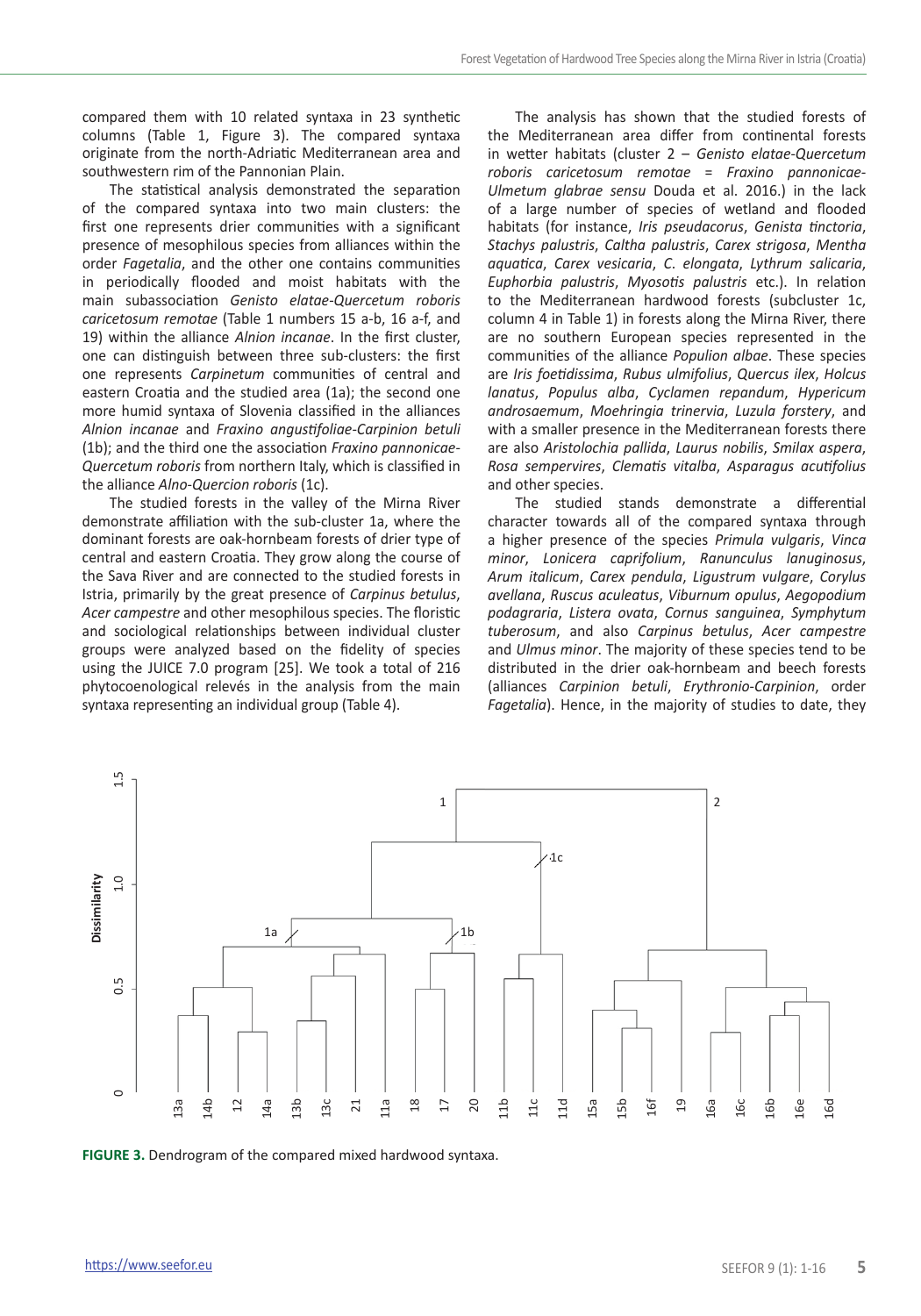compared them with 10 related syntaxa in 23 synthetic columns (Table 1, Figure 3). The compared syntaxa originate from the north-Adriatic Mediterranean area and southwestern rim of the Pannonian Plain.

The statistical analysis demonstrated the separation of the compared syntaxa into two main clusters: the first one represents drier communities with a significant presence of mesophilous species from alliances within the order *Fagetalia*, and the other one contains communities in periodically flooded and moist habitats with the main subassociation *Genisto elatae-Quercetum roboris caricetosum remotae* (Table 1 numbers 15 a-b, 16 a-f, and 19) within the alliance *Alnion incanae*. In the first cluster, one can distinguish between three sub-clusters: the first one represents *Carpinetum* communities of central and eastern Croatia and the studied area (1a); the second one more humid syntaxa of Slovenia classified in the alliances *Alnion incanae* and *Fraxino angustifoliae-Carpinion betuli* (1b); and the third one the association *Fraxino pannonicae-Quercetum roboris* from northern Italy, which is classified in the alliance *Alno-Quercion roboris* (1c).

The studied forests in the valley of the Mirna River demonstrate affiliation with the sub-cluster 1a, where the dominant forests are oak-hornbeam forests of drier type of central and eastern Croatia. They grow along the course of the Sava River and are connected to the studied forests in Istria, primarily by the great presence of *Carpinus betulus*, *Acer campestre* and other mesophilous species. The floristic and sociological relationships between individual cluster groups were analyzed based on the fidelity of species using the JUICE 7.0 program [25]. We took a total of 216 phytocoenological relevés in the analysis from the main syntaxa representing an individual group (Table 4).

The analysis has shown that the studied forests of the Mediterranean area differ from continental forests in wetter habitats (cluster 2 – *Genisto elatae-Quercetum roboris caricetosum remotae* = *Fraxino pannonicae-Ulmetum glabrae sensu* Douda et al. 2016.) in the lack of a large number of species of wetland and flooded habitats (for instance, *Iris pseudacorus*, *Genista tinctoria*, *Stachys palustris*, *Caltha palustris*, *Carex strigosa*, *Mentha aquatica*, *Carex vesicaria*, *C. elongata*, *Lythrum salicaria*, *Euphorbia palustris*, *Myosotis palustris* etc.). In relation to the Mediterranean hardwood forests (subcluster 1c, column 4 in Table 1) in forests along the Mirna River, there are no southern European species represented in the communities of the alliance *Populion albae*. These species are *Iris foetidissima*, *Rubus ulmifolius*, *Quercus ilex*, *Holcus lanatus*, *Populus alba*, *Cyclamen repandum*, *Hypericum androsaemum*, *Moehringia trinervia*, *Luzula forstery*, and with a smaller presence in the Mediterranean forests there are also *Aristolochia pallida*, *Laurus nobilis*, *Smilax aspera*, *Rosa sempervires*, *Clematis vitalba*, *Asparagus acutifolius* and other species.

The studied stands demonstrate a differential character towards all of the compared syntaxa through a higher presence of the species *Primula vulgaris*, *Vinca minor*, *Lonicera caprifolium*, *Ranunculus lanuginosus*, *Arum italicum*, *Carex pendula*, *Ligustrum vulgare*, *Corylus avellana*, *Ruscus aculeatus*, *Viburnum opulus*, *Aegopodium podagraria*, *Listera ovata*, *Cornus sanguinea*, *Symphytum tuberosum*, and also *Carpinus betulus*, *Acer campestre* and *Ulmus minor*. The majority of these species tend to be distributed in the drier oak-hornbeam and beech forests (alliances *Carpinion betuli*, *Erythronio-Carpinion*, order *Fagetalia*). Hence, in the majority of studies to date, they

**FIGURE 3.** Dendrogram of the compared mixed hardwood syntaxa.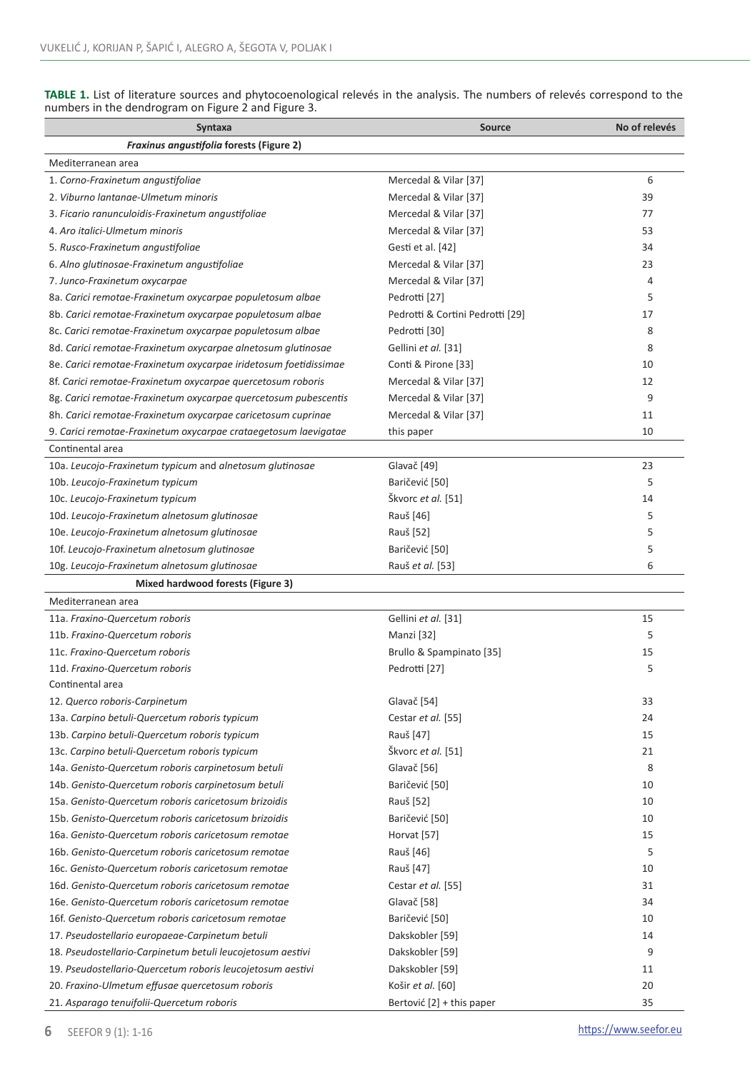**TABLE 1.** List of literature sources and phytocoenological relevés in the analysis. The numbers of relevés correspond to the numbers in the dendrogram on Figure 2 and Figure 3.

| Syntaxa | Source | No of relevés |
|---|---|---|
| ***Fraxinus angustifolia* forests (Figure 2)** | | |
| Mediterranean area | | |
| 1. *Corno-Fraxinetum angustifoliae* | Mercedal & Vilar [37] | 6 |
| 2. *Viburno lantanae-Ulmetum minoris* | Mercedal & Vilar [37] | 39 |
| 3. *Ficario ranunculoidis-Fraxinetum angustifoliae* | Mercedal & Vilar [37] | 77 |
| 4. *Aro italici-Ulmetum minoris* | Mercedal & Vilar [37] | 53 |
| 5. *Rusco-Fraxinetum angustifoliae* | Gesti et al. [42] | 34 |
| 6. *Alno glutinosae-Fraxinetum angustifoliae* | Mercedal & Vilar [37] | 23 |
| 7. *Junco-Fraxinetum oxycarpae* | Mercedal & Vilar [37] | 4 |
| 8a. *Carici remotae-Fraxinetum oxycarpae populetosum albae* | Pedrotti [27] | 5 |
| 8b. *Carici remotae-Fraxinetum oxycarpae populetosum albae* | Pedrotti & Cortini Pedrotti [29] | 17 |
| 8c. *Carici remotae-Fraxinetum oxycarpae populetosum albae* | Pedrotti [30] | 8 |
| 8d. *Carici remotae-Fraxinetum oxycarpae alnetosum glutinosae* | Gellini *et al.* [31] | 8 |
| 8e. *Carici remotae-Fraxinetum oxycarpae iridetosum foetidissimae* | Conti & Pirone [33] | 10 |
| 8f. *Carici remotae-Fraxinetum oxycarpae quercetosum roboris* | Mercedal & Vilar [37] | 12 |
| 8g. *Carici remotae-Fraxinetum oxycarpae quercetosum pubescentis* | Mercedal & Vilar [37] | 9 |
| 8h. *Carici remotae-Fraxinetum oxycarpae caricetosum cuprinae* | Mercedal & Vilar [37] | 11 |
| 9. *Carici remotae-Fraxinetum oxycarpae crataegetosum laevigatae* | this paper | 10 |
| Continental area | | |
| 10a. *Leucojo-Fraxinetum typicum* and *alnetosum glutinosae* | Glavač [49] | 23 |
| 10b. *Leucojo-Fraxinetum typicum* | Baričević [50] | 5 |
| 10c. *Leucojo-Fraxinetum typicum* | Škvorc *et al.* [51] | 14 |
| 10d. *Leucojo-Fraxinetum alnetosum glutinosae* | Rauš [46] | 5 |
| 10e. *Leucojo-Fraxinetum alnetosum glutinosae* | Rauš [52] | 5 |
| 10f. *Leucojo-Fraxinetum alnetosum glutinosae* | Baričević [50] | 5 |
| 10g. *Leucojo-Fraxinetum alnetosum glutinosae* | Rauš *et al.* [53] | 6 |
| **Mixed hardwood forests (Figure 3)** | | |
| Mediterranean area | | |
| 11a. *Fraxino-Quercetum roboris* | Gellini *et al.* [31] | 15 |
| 11b. *Fraxino-Quercetum roboris* | Manzi [32] | 5 |
| 11c. *Fraxino-Quercetum roboris* | Brullo & Spampinato [35] | 15 |
| 11d. *Fraxino-Quercetum roboris* | Pedrotti [27] | 5 |
| Continental area | | |
| 12. *Querco roboris-Carpinetum* | Glavač [54] | 33 |
| 13a. *Carpino betuli-Quercetum roboris typicum* | Cestar *et al.* [55] | 24 |
| 13b. *Carpino betuli-Quercetum roboris typicum* | Rauš [47] | 15 |
| 13c. *Carpino betuli-Quercetum roboris typicum* | Škvorc *et al.* [51] | 21 |
| 14a. *Genisto-Quercetum roboris carpinetosum betuli* | Glavač [56] | 8 |
| 14b. *Genisto-Quercetum roboris carpinetosum betuli* | Baričević [50] | 10 |
| 15a. *Genisto-Quercetum roboris caricetosum brizoidis* | Rauš [52] | 10 |
| 15b. *Genisto-Quercetum roboris caricetosum brizoidis* | Baričević [50] | 10 |
| 16a. *Genisto-Quercetum roboris caricetosum remotae* | Horvat [57] | 15 |
| 16b. *Genisto-Quercetum roboris caricetosum remotae* | Rauš [46] | 5 |
| 16c. *Genisto-Quercetum roboris caricetosum remotae* | Rauš [47] | 10 |
| 16d. *Genisto-Quercetum roboris caricetosum remotae* | Cestar *et al.* [55] | 31 |
| 16e. *Genisto-Quercetum roboris caricetosum remotae* | Glavač [58] | 34 |
| 16f. *Genisto-Quercetum roboris caricetosum remotae* | Baričević [50] | 10 |
| 17. *Pseudostellario europaeae-Carpinetum betuli* | Dakskobler [59] | 14 |
| 18. *Pseudostellario-Carpinetum betuli leucojetosum aestivi* | Dakskobler [59] | 9 |
| 19. *Pseudostellario-Quercetum roboris leucojetosum aestivi* | Dakskobler [59] | 11 |
| 20. *Fraxino-Ulmetum effusae quercetosum roboris* | Košir *et al.* [60] | 20 |
| 21. *Asparago tenuifolii-Quercetum roboris* | Bertović [2] + this paper | 35 |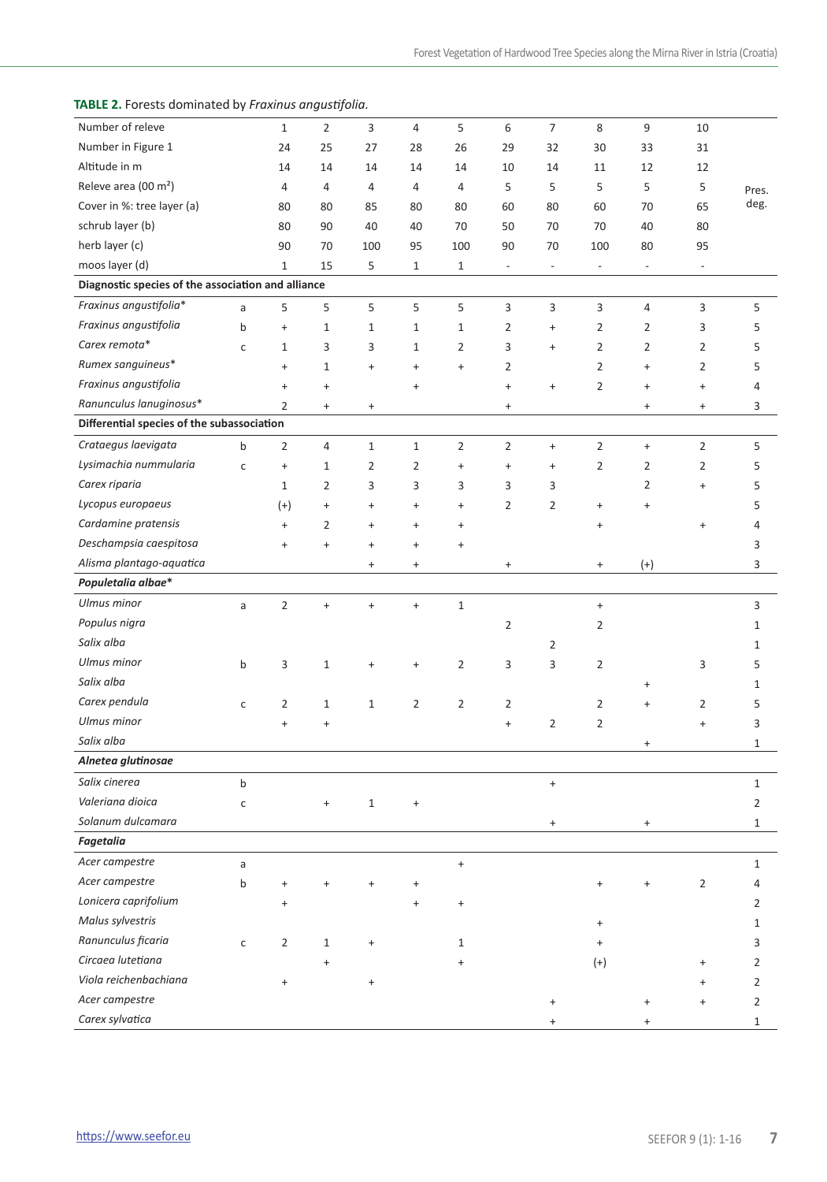**TABLE 2.** Forests dominated by *Fraxinus angustifolia*.

| Number of releve | | 1 | 2 | 3 | 4 | 5 | 6 | 7 | 8 | 9 | 10 | Pres. deg. |
|---|---|---|---|---|---|---|---|---|---|---|---|---|
| Number in Figure 1 | | 24 | 25 | 27 | 28 | 26 | 29 | 32 | 30 | 33 | 31 | |
| Altitude in m | | 14 | 14 | 14 | 14 | 14 | 10 | 14 | 11 | 12 | 12 | |
| Releve area (00 m²) | | 4 | 4 | 4 | 4 | 4 | 5 | 5 | 5 | 5 | 5 | |
| Cover in %: tree layer (a) | | 80 | 80 | 85 | 80 | 80 | 60 | 80 | 60 | 70 | 65 | |
| schrub layer (b) | | 80 | 90 | 40 | 40 | 70 | 50 | 70 | 70 | 40 | 80 | |
| herb layer (c) | | 90 | 70 | 100 | 95 | 100 | 90 | 70 | 100 | 80 | 95 | |
| moos layer (d) | | 1 | 15 | 5 | 1 | 1 | - | - | - | - | - | |
| **Diagnostic species of the association and alliance** | | | | | | | | | | | | |
| *Fraxinus angustifolia** | a | 5 | 5 | 5 | 5 | 5 | 3 | 3 | 3 | 4 | 3 | 5 |
| *Fraxinus angustifolia* | b | + | 1 | 1 | 1 | 1 | 2 | + | 2 | 2 | 3 | 5 |
| *Carex remota** | c | 1 | 3 | 3 | 1 | 2 | 3 | + | 2 | 2 | 2 | 5 |
| *Rumex sanguineus** | | + | 1 | + | + | + | 2 | | 2 | + | 2 | 5 |
| *Fraxinus angustifolia* | | + | + | | + | | + | + | 2 | + | + | 4 |
| *Ranunculus lanuginosus** | | 2 | + | + | | | + | | | + | + | 3 |
| **Differential species of the subassociation** | | | | | | | | | | | | |
| *Crataegus laevigata* | b | 2 | 4 | 1 | 1 | 2 | 2 | + | 2 | + | 2 | 5 |
| *Lysimachia nummularia* | c | + | 1 | 2 | 2 | + | + | + | 2 | 2 | 2 | 5 |
| *Carex riparia* | | 1 | 2 | 3 | 3 | 3 | 3 | 3 | | 2 | + | 5 |
| *Lycopus europaeus* | | (+) | + | + | + | + | 2 | 2 | + | + | | 5 |
| *Cardamine pratensis* | | + | 2 | + | + | + | | | + | | + | 4 |
| *Deschampsia caespitosa* | | + | + | + | + | + | | | | | | 3 |
| *Alisma plantago-aquatica* | | | | + | + | | + | | + | (+) | | 3 |
| ***Populetalia albae**** | | | | | | | | | | | | |
| *Ulmus minor* | a | 2 | + | + | + | 1 | | | + | | | 3 |
| *Populus nigra* | | | | | | | 2 | | 2 | | | 1 |
| *Salix alba* | | | | | | | | 2 | | | | 1 |
| *Ulmus minor* | b | 3 | 1 | + | + | 2 | 3 | 3 | 2 | | 3 | 5 |
| *Salix alba* | | | | | | | | | | + | | 1 |
| *Carex pendula* | c | 2 | 1 | 1 | 2 | 2 | 2 | | 2 | + | 2 | 5 |
| *Ulmus minor* | | + | + | | | | + | 2 | 2 | | + | 3 |
| *Salix alba* | | | | | | | | | | + | | 1 |
| ***Alnetea glutinosae*** | | | | | | | | | | | | |
| *Salix cinerea* | b | | | | | | | + | | | | 1 |
| *Valeriana dioica* | c | | + | 1 | + | | | | | | | 2 |
| *Solanum dulcamara* | | | | | | | | + | | + | | 1 |
| ***Fagetalia*** | | | | | | | | | | | | |
| *Acer campestre* | a | | | | | + | | | | | | 1 |
| *Acer campestre* | b | + | + | + | + | | | | + | + | 2 | 4 |
| *Lonicera caprifolium* | | + | | | + | + | | | | | | 2 |
| *Malus sylvestris* | | | | | | | | | + | | | 1 |
| *Ranunculus ficaria* | c | 2 | 1 | + | | 1 | | | + | | | 3 |
| *Circaea lutetiana* | | | + | | | + | | | (+) | | + | 2 |
| *Viola reichenbachiana* | | + | | + | | | | | | | + | 2 |
| *Acer campestre* | | | | | | | | + | | + | + | 2 |
| *Carex sylvatica* | | | | | | | | + | | + | | 1 |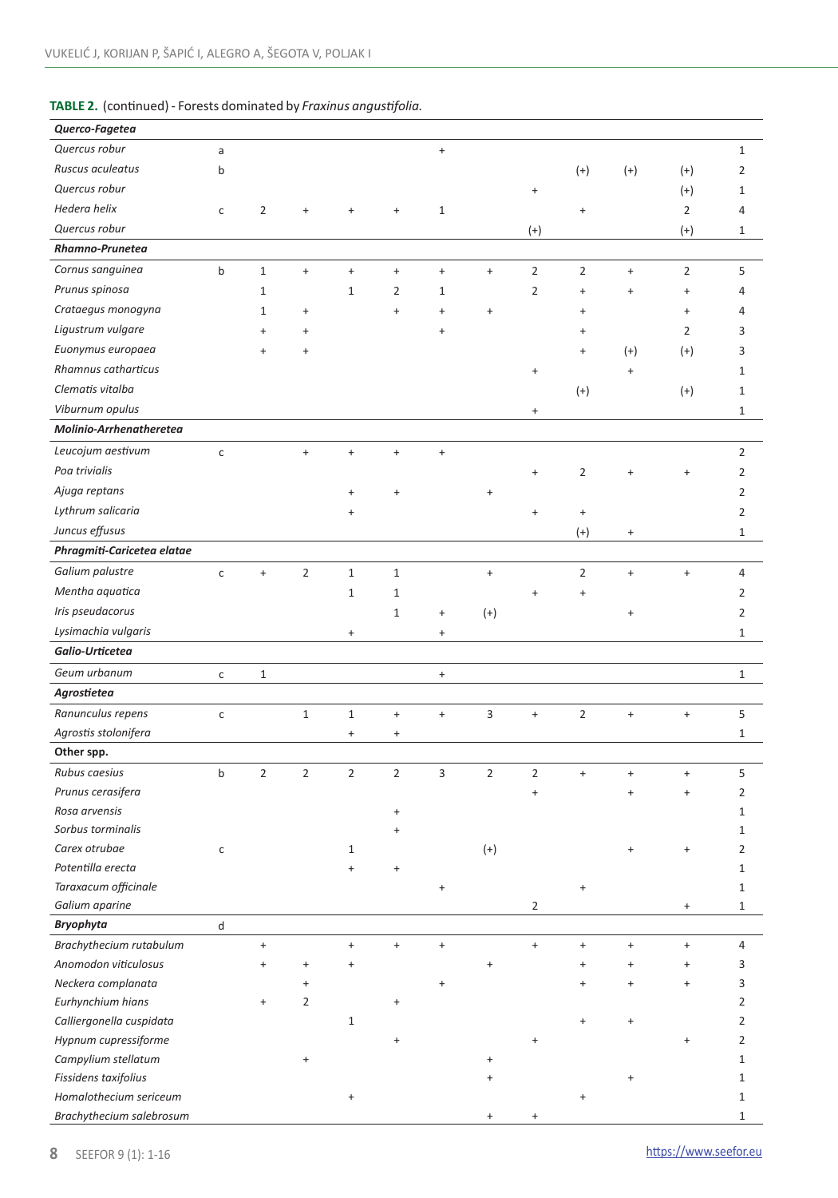**TABLE 2.** (continued) - Forests dominated by *Fraxinus angustifolia.*

| ***Querco-Fagetea*** | | | | | | | | | | | | |
|---|---|---|---|---|---|---|---|---|---|---|---|---|
| *Quercus robur* | a | | | | | + | | | | | | 1 |
| *Ruscus aculeatus* | b | | | | | | | | (+) | (+) | (+) | 2 |
| *Quercus robur* | | | | | | | | + | | | (+) | 1 |
| *Hedera helix* | c | 2 | + | + | + | 1 | | | + | | 2 | 4 |
| *Quercus robur* | | | | | | | | (+) | | | (+) | 1 |
| ***Rhamno-Prunetea*** | | | | | | | | | | | | |
| *Cornus sanguinea* | b | 1 | + | + | + | + | + | 2 | 2 | + | 2 | 5 |
| *Prunus spinosa* | | 1 | | 1 | 2 | 1 | | 2 | + | + | + | 4 |
| *Crataegus monogyna* | | 1 | + | | + | + | + | | + | | + | 4 |
| *Ligustrum vulgare* | | + | + | | | + | | | + | | 2 | 3 |
| *Euonymus europaea* | | + | + | | | | | | + | (+) | (+) | 3 |
| *Rhamnus catharticus* | | | | | | | | + | | + | | 1 |
| *Clematis vitalba* | | | | | | | | | (+) | | (+) | 1 |
| *Viburnum opulus* | | | | | | | | + | | | | 1 |
| ***Molinio-Arrhenatheretea*** | | | | | | | | | | | | |
| *Leucojum aestivum* | c | | + | + | + | + | | | | | | 2 |
| *Poa trivialis* | | | | | | | | + | 2 | + | + | 2 |
| *Ajuga reptans* | | | | + | + | | + | | | | | 2 |
| *Lythrum salicaria* | | | | + | | | | + | + | | | 2 |
| *Juncus effusus* | | | | | | | | | (+) | + | | 1 |
| ***Phragmiti-Caricetea elatae*** | | | | | | | | | | | | |
| *Galium palustre* | c | + | 2 | 1 | 1 | | + | | 2 | + | + | 4 |
| *Mentha aquatica* | | | | 1 | 1 | | | + | + | | | 2 |
| *Iris pseudacorus* | | | | | 1 | + | (+) | | | + | | 2 |
| *Lysimachia vulgaris* | | | | + | | + | | | | | | 1 |
| ***Galio-Urticetea*** | | | | | | | | | | | | |
| *Geum urbanum* | c | 1 | | | | + | | | | | | 1 |
| ***Agrostietea*** | | | | | | | | | | | | |
| *Ranunculus repens* | c | | 1 | 1 | + | + | 3 | + | 2 | + | + | 5 |
| *Agrostis stolonifera* | | | | + | + | | | | | | | 1 |
| **Other spp.** | | | | | | | | | | | | |
| *Rubus caesius* | b | 2 | 2 | 2 | 2 | 3 | 2 | 2 | + | + | + | 5 |
| *Prunus cerasifera* | | | | | | | | + | | + | + | 2 |
| *Rosa arvensis* | | | | | + | | | | | | | 1 |
| *Sorbus torminalis* | | | | | + | | | | | | | 1 |
| *Carex otrubae* | c | | | 1 | | | (+) | | | + | + | 2 |
| *Potentilla erecta* | | | | + | + | | | | | | | 1 |
| *Taraxacum officinale* | | | | | | + | | | + | | | 1 |
| *Galium aparine* | | | | | | | | 2 | | | + | 1 |
| ***Bryophyta*** | d | | | | | | | | | | | |
| *Brachythecium rutabulum* | | + | | + | + | + | | + | + | + | + | 4 |
| *Anomodon viticulosus* | | + | + | + | | | + | | + | + | + | 3 |
| *Neckera complanata* | | | + | | | + | | | + | + | + | 3 |
| *Eurhynchium hians* | | + | 2 | | + | | | | | | | 2 |
| *Calliergonella cuspidata* | | | | 1 | | | | | + | + | | 2 |
| *Hypnum cupressiforme* | | | | | + | | | + | | | + | 2 |
| *Campylium stellatum* | | | + | | | | + | | | | | 1 |
| *Fissidens taxifolius* | | | | | | | + | | | + | | 1 |
| *Homalothecium sericeum* | | | | + | | | | | + | | | 1 |
| *Brachythecium salebrosum* | | | | | | | + | + | | | | 1 |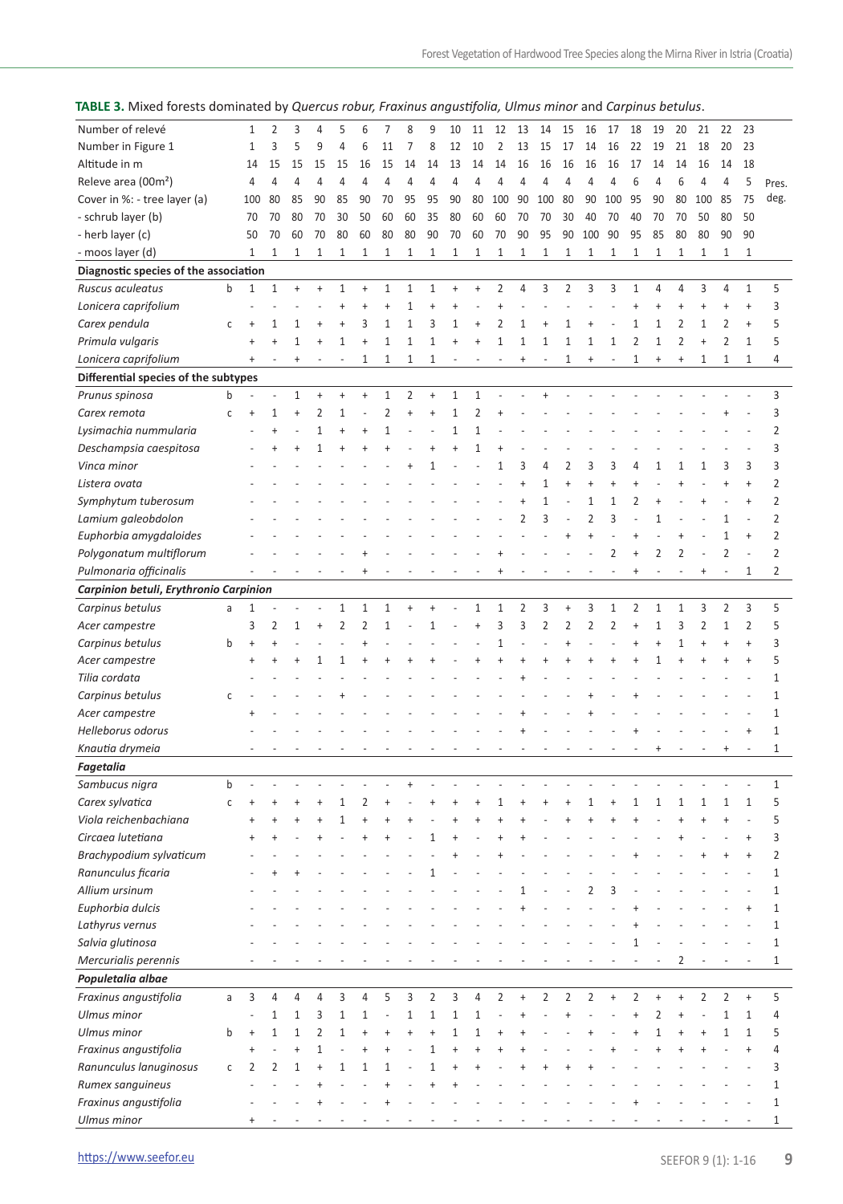**TABLE 3.** Mixed forests dominated by *Quercus robur, Fraxinus angustifolia, Ulmus minor* and *Carpinus betulus*.

| Number of relevé | | 1 | 2 | 3 | 4 | 5 | 6 | 7 | 8 | 9 | 10 | 11 | 12 | 13 | 14 | 15 | 16 | 17 | 18 | 19 | 20 | 21 | 22 | 23 | |
|---|---|---|---|---|---|---|---|---|---|---|---|---|---|---|---|---|---|---|---|---|---|---|---|---|---|
| Number in Figure 1 | | 1 | 3 | 5 | 9 | 4 | 6 | 11 | 7 | 8 | 12 | 10 | 2 | 13 | 15 | 17 | 14 | 16 | 22 | 19 | 21 | 18 | 20 | 23 | |
| Altitude in m | | 14 | 15 | 15 | 15 | 15 | 16 | 15 | 14 | 14 | 13 | 14 | 14 | 16 | 16 | 16 | 16 | 17 | 14 | 14 | 16 | 14 | 14 | 18 | |
| Releve area (00m²) | | 4 | 4 | 4 | 4 | 4 | 4 | 4 | 4 | 4 | 4 | 4 | 4 | 4 | 4 | 4 | 4 | 4 | 6 | 4 | 6 | 4 | 4 | 5 | Pres. |
| Cover in %: - tree layer (a) | | 100 | 80 | 85 | 90 | 85 | 90 | 70 | 95 | 95 | 90 | 80 | 100 | 90 | 100 | 80 | 90 | 100 | 95 | 90 | 80 | 100 | 85 | 75 | deg. |
| - schrub layer (b) | | 70 | 70 | 80 | 70 | 30 | 50 | 60 | 60 | 35 | 80 | 60 | 60 | 70 | 70 | 30 | 40 | 70 | 40 | 70 | 70 | 50 | 80 | 50 | |
| - herb layer (c) | | 50 | 70 | 60 | 70 | 80 | 60 | 80 | 80 | 90 | 70 | 60 | 70 | 90 | 95 | 90 | 100 | 90 | 95 | 85 | 80 | 80 | 90 | 90 | |
| - moos layer (d) | | 1 | 1 | 1 | 1 | 1 | 1 | 1 | 1 | 1 | 1 | 1 | 1 | 1 | 1 | 1 | 1 | 1 | 1 | 1 | 1 | 1 | 1 | 1 | |
| **Diagnostic species of the association** | | | | | | | | | | | | | | | | | | | | | | | | | |
| *Ruscus aculeatus* | b | 1 | 1 | + | + | 1 | + | 1 | 1 | 1 | + | + | 2 | 4 | 3 | 2 | 3 | 3 | 1 | 4 | 4 | 3 | 4 | 1 | 5 |
| *Lonicera caprifolium* | | - | - | - | - | + | + | + | 1 | + | + | - | + | - | - | - | - | - | + | + | + | + | + | + | 3 |
| *Carex pendula* | c | + | 1 | 1 | + | + | 3 | 1 | 1 | 3 | 1 | + | 2 | 1 | + | 1 | + | - | 1 | 1 | 2 | 1 | 2 | + | 5 |
| *Primula vulgaris* | | + | + | 1 | + | 1 | + | 1 | 1 | 1 | + | + | 1 | 1 | 1 | 1 | 1 | 1 | 2 | 1 | 2 | + | 2 | 1 | 5 |
| *Lonicera caprifolium* | | + | - | + | - | - | 1 | 1 | 1 | 1 | - | - | - | + | - | 1 | + | - | 1 | + | + | 1 | 1 | 1 | 4 |
| **Differential species of the subtypes** | | | | | | | | | | | | | | | | | | | | | | | | | |
| *Prunus spinosa* | b | - | - | 1 | + | + | + | 1 | 2 | + | 1 | 1 | - | - | + | - | - | - | - | - | - | - | - | - | 3 |
| *Carex remota* | c | + | 1 | + | 2 | 1 | - | 2 | + | + | 1 | 2 | + | - | - | - | - | - | - | - | - | - | + | - | 3 |
| *Lysimachia nummularia* | | - | + | - | 1 | + | + | 1 | - | - | 1 | 1 | - | - | - | - | - | - | - | - | - | - | - | - | 2 |
| *Deschampsia caespitosa* | | - | + | + | 1 | + | + | + | - | + | + | 1 | + | - | - | - | - | - | - | - | - | - | - | - | 3 |
| *Vinca minor* | | - | - | - | - | - | - | - | + | 1 | - | - | 1 | 3 | 4 | 2 | 3 | 3 | 4 | 1 | 1 | 1 | 3 | 3 | 3 |
| *Listera ovata* | | - | - | - | - | - | - | - | - | - | - | - | - | + | 1 | + | + | + | + | - | + | - | + | + | 2 |
| *Symphytum tuberosum* | | - | - | - | - | - | - | - | - | - | - | - | - | + | 1 | - | 1 | 1 | 2 | + | - | + | - | + | 2 |
| *Lamium galeobdolon* | | - | - | - | - | - | - | - | - | - | - | - | - | 2 | 3 | - | 2 | 3 | - | 1 | - | - | 1 | - | 2 |
| *Euphorbia amygdaloides* | | - | - | - | - | - | - | - | - | - | - | - | - | - | - | + | + | - | + | - | + | - | 1 | + | 2 |
| *Polygonatum multiflorum* | | - | - | - | - | - | + | - | - | - | - | - | + | - | - | - | - | 2 | + | 2 | 2 | - | 2 | - | 2 |
| *Pulmonaria officinalis* | | - | - | - | - | - | + | - | - | - | - | - | + | - | - | - | - | - | + | - | - | + | - | 1 | 2 |
| ***Carpinion betuli, Erythronio Carpinion*** | | | | | | | | | | | | | | | | | | | | | | | | | |
| *Carpinus betulus* | a | 1 | - | - | - | 1 | 1 | 1 | + | + | - | 1 | 1 | 2 | 3 | + | 3 | 1 | 2 | 1 | 1 | 3 | 2 | 3 | 5 |
| *Acer campestre* | | 3 | 2 | 1 | + | 2 | 2 | 1 | - | 1 | - | + | 3 | 3 | 2 | 2 | 2 | 2 | + | 1 | 3 | 2 | 1 | 2 | 5 |
| *Carpinus betulus* | b | + | + | - | - | - | - | + | - | - | - | - | 1 | - | - | + | - | - | + | + | 1 | + | + | + | 3 |
| *Acer campestre* | | + | + | + | 1 | 1 | + | + | + | + | - | - | + | + | + | + | + | + | + | 1 | + | + | + | + | 5 |
| *Tilia cordata* | | - | - | - | - | - | - | - | - | - | - | - | - | + | - | - | - | - | - | - | - | - | - | - | 1 |
| *Carpinus betulus* | c | - | - | - | - | - | + | - | - | - | - | - | - | - | - | - | + | - | + | - | - | - | - | - | 1 |
| *Acer campestre* | | + | - | - | - | - | - | - | - | - | - | - | - | + | - | - | + | - | - | - | - | - | - | - | 1 |
| *Helleborus odorus* | | - | - | - | - | - | - | - | - | - | - | - | - | + | - | - | - | - | + | - | - | - | - | + | 1 |
| *Knautia drymeia* | | - | - | - | - | - | - | - | - | - | - | - | - | - | - | - | - | - | - | + | - | - | + | - | 1 |
| ***Fagetalia*** | | | | | | | | | | | | | | | | | | | | | | | | | |
| *Sambucus nigra* | b | - | - | - | - | - | - | - | + | - | - | - | - | - | - | - | - | - | - | - | - | - | - | - | 1 |
| *Carex sylvatica* | c | + | + | + | + | 1 | 2 | + | - | + | + | + | 1 | + | + | + | 1 | + | 1 | 1 | 1 | 1 | 1 | 1 | 5 |
| *Viola reichenbachiana* | | + | + | + | + | 1 | + | + | + | - | + | + | + | + | - | + | + | + | + | - | + | + | + | - | 5 |
| *Circaea lutetiana* | | + | + | - | + | - | + | + | - | 1 | + | - | + | + | - | - | - | - | - | - | + | - | - | + | 3 |
| *Brachypodium sylvaticum* | | - | - | - | - | - | - | - | - | - | + | - | + | - | - | - | - | - | + | - | - | + | + | + | 2 |
| *Ranunculus ficaria* | | - | + | + | - | - | - | - | - | 1 | - | - | - | - | - | - | - | - | - | - | - | - | - | - | 1 |
| *Allium ursinum* | | - | - | - | - | - | - | - | - | - | - | - | - | 1 | - | - | 2 | 3 | - | - | - | - | - | - | 1 |
| *Euphorbia dulcis* | | - | - | - | - | - | - | - | - | - | - | - | - | + | - | - | - | - | + | - | - | - | - | + | 1 |
| *Lathyrus vernus* | | - | - | - | - | - | - | - | - | - | - | - | - | - | - | - | - | - | + | - | - | - | - | - | 1 |
| *Salvia glutinosa* | | - | - | - | - | - | - | - | - | - | - | - | - | - | - | - | - | - | 1 | - | - | - | - | - | 1 |
| *Mercurialis perennis* | | - | - | - | - | - | - | - | - | - | - | - | - | - | - | - | - | - | - | - | 2 | - | - | - | 1 |
| ***Populetalia albae*** | | | | | | | | | | | | | | | | | | | | | | | | | |
| *Fraxinus angustifolia* | a | 3 | 4 | 4 | 4 | 3 | 4 | 5 | 3 | 2 | 3 | 4 | 2 | + | 2 | 2 | 2 | + | 2 | + | + | 2 | 2 | + | 5 |
| *Ulmus minor* | | - | 1 | 1 | 3 | 1 | 1 | - | 1 | 1 | 1 | 1 | - | + | - | + | - | - | + | 2 | + | - | 1 | 1 | 4 |
| *Ulmus minor* | b | + | 1 | 1 | 2 | 1 | + | + | + | + | 1 | 1 | + | + | - | - | + | - | + | 1 | + | + | 1 | 1 | 5 |
| *Fraxinus angustifolia* | | + | - | + | 1 | - | + | + | - | 1 | + | + | + | + | - | - | - | + | - | + | + | + | - | + | 4 |
| *Ranunculus lanuginosus* | c | 2 | 2 | 1 | + | 1 | 1 | 1 | - | 1 | + | + | - | + | + | + | + | - | - | - | - | - | - | - | 3 |
| *Rumex sanguineus* | | - | - | - | + | - | - | + | - | + | + | - | - | - | - | - | - | - | - | - | - | - | - | - | 1 |
| *Fraxinus angustifolia* | | - | - | - | + | - | - | + | - | - | - | - | - | - | - | - | - | - | + | - | - | - | - | - | 1 |
| *Ulmus minor* | | + | - | - | - | - | - | - | - | - | - | - | - | - | - | - | - | - | - | - | - | - | - | - | 1 |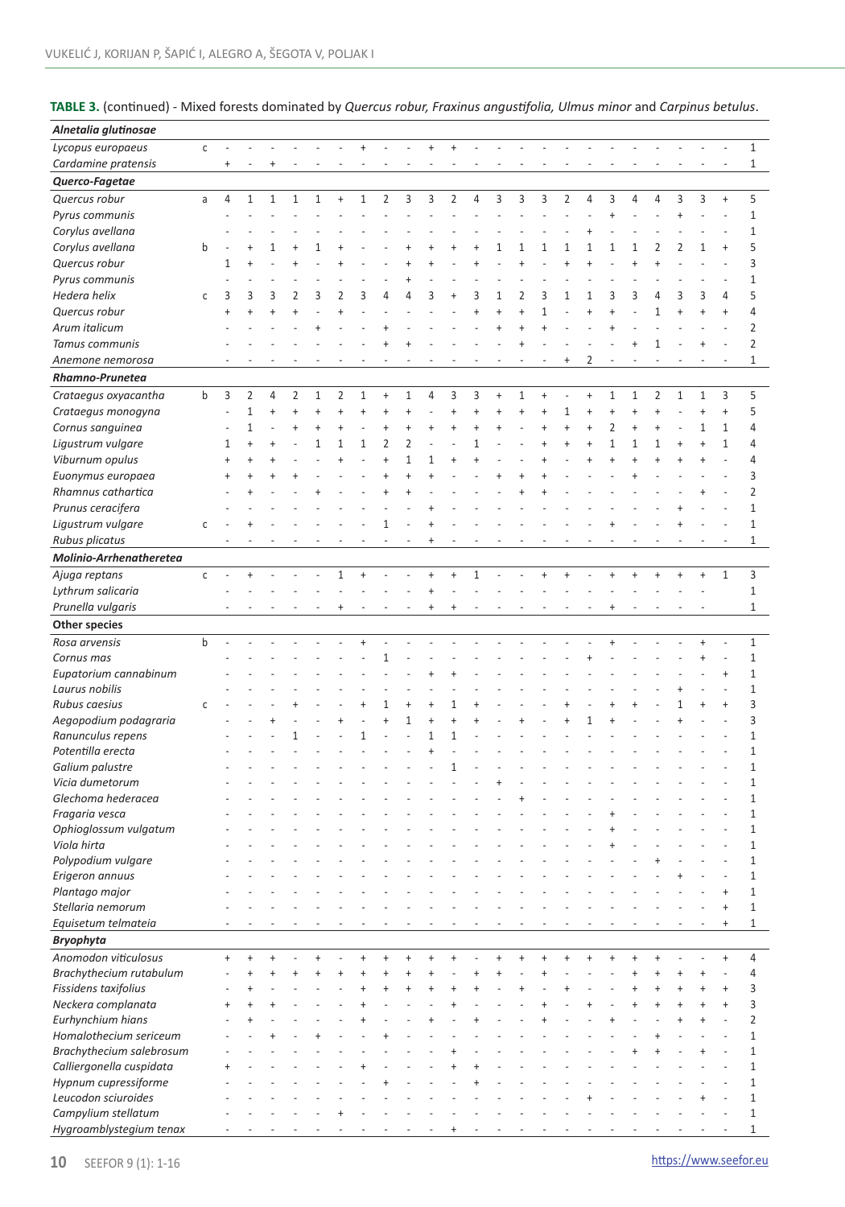**TABLE 3.** (continued) - Mixed forests dominated by *Quercus robur, Fraxinus angustifolia, Ulmus minor* and *Carpinus betulus*.

| | | | | | | | | | | | | | | | | | | | | | | | | | |
|---|---|---|---|---|---|---|---|---|---|---|---|---|---|---|---|---|---|---|---|---|---|---|---|---|---|
| ***Alnetalia glutinosae*** | | | | | | | | | | | | | | | | | | | | | | | | | |
| *Lycopus europaeus* | c | - | - | - | - | - | - | + | - | - | + | + | - | - | - | - | - | - | - | - | - | - | - | - | 1 |
| *Cardamine pratensis* | | + | - | + | - | - | - | - | - | - | - | - | - | - | - | - | - | - | - | - | - | - | - | - | 1 |
| ***Querco-Fagetea*** | | | | | | | | | | | | | | | | | | | | | | | | | |
| *Quercus robur* | a | 4 | 1 | 1 | 1 | 1 | + | 1 | 2 | 3 | 3 | 2 | 4 | 3 | 3 | 3 | 2 | 4 | 3 | 4 | 4 | 3 | 3 | + | 5 |
| *Pyrus communis* | | - | - | - | - | - | - | - | - | - | - | - | - | - | - | - | - | - | + | - | - | + | - | - | 1 |
| *Corylus avellana* | | - | - | - | - | - | - | - | - | - | - | - | - | - | - | - | - | + | - | - | - | - | - | - | 1 |
| *Corylus avellana* | b | - | + | 1 | + | 1 | + | - | - | - | + | + | + | + | 1 | 1 | 1 | 1 | 1 | 1 | 2 | 2 | 1 | + | 5 |
| *Quercus robur* | | 1 | + | - | + | - | + | - | - | + | + | - | + | - | + | - | + | + | - | + | + | - | - | - | 3 |
| *Pyrus communis* | | - | - | - | - | - | - | - | - | - | - | - | - | - | - | - | - | - | - | - | - | - | - | - | 1 |
| *Hedera helix* | c | 3 | 3 | 3 | 2 | 3 | 2 | 3 | 4 | 4 | 3 | + | 3 | 1 | 2 | 3 | 1 | 1 | 3 | 3 | 4 | 3 | 3 | 4 | 5 |
| *Quercus robur* | | + | + | + | + | - | + | - | - | - | - | - | + | + | + | 1 | - | + | + | - | 1 | + | + | + | 4 |
| *Arum italicum* | | - | - | - | - | + | - | - | + | - | - | - | - | + | + | + | - | - | + | - | - | - | - | - | 2 |
| *Tamus communis* | | - | - | - | - | - | - | - | + | + | - | - | - | - | - | + | - | - | - | + | 1 | - | + | - | 2 |
| *Anemone nemorosa* | | - | - | - | - | - | - | - | - | - | - | - | - | - | - | - | + | 2 | - | - | - | - | - | - | 1 |
| ***Rhamno-Prunetea*** | | | | | | | | | | | | | | | | | | | | | | | | | |
| *Crataegus oxyacantha* | b | 3 | 2 | 4 | 2 | 1 | 2 | 1 | + | 1 | 4 | 3 | 3 | + | 1 | + | - | + | 1 | 1 | 2 | 1 | 1 | 3 | 5 |
| *Crataegus monogyna* | | - | 1 | + | + | + | + | + | + | + | - | + | + | + | + | + | 1 | + | + | + | + | - | + | + | 5 |
| *Cornus sanguinea* | | - | 1 | - | + | + | + | - | + | + | + | + | + | + | + | - | + | + | 2 | + | + | - | 1 | 1 | 4 |
| *Ligustrum vulgare* | | 1 | + | + | - | 1 | 1 | 1 | 2 | 2 | - | - | 1 | - | - | + | + | + | 1 | 1 | 1 | + | + | 1 | 4 |
| *Viburnum opulus* | | + | + | + | - | - | + | - | + | 1 | 1 | + | + | - | - | + | - | + | + | + | + | + | + | - | 4 |
| *Euonymus europaea* | | + | + | + | + | - | - | - | + | + | + | - | - | + | + | + | - | - | - | + | - | - | - | - | 3 |
| *Rhamnus cathartica* | | - | + | - | - | + | - | - | + | + | - | - | - | - | + | + | - | - | - | - | - | - | + | - | 2 |
| *Prunus ceracifera* | | - | - | - | - | - | - | - | - | - | + | - | - | - | - | - | - | - | - | - | - | + | - | - | 1 |
| *Ligustrum vulgare* | c | - | + | - | - | - | - | - | 1 | - | + | - | - | - | - | - | - | - | + | - | - | + | - | - | 1 |
| *Rubus plicatus* | | - | - | - | - | - | - | - | - | - | + | - | - | - | - | - | - | - | - | - | - | - | - | - | 1 |
| ***Molinio-Arrhenatheretea*** | | | | | | | | | | | | | | | | | | | | | | | | | |
| *Ajuga reptans* | c | - | + | - | - | - | 1 | + | - | - | + | + | 1 | - | - | + | + | - | + | + | + | + | + | 1 | 3 |
| *Lythrum salicaria* | | - | - | - | - | - | - | - | - | - | + | - | - | - | - | - | - | - | - | - | - | - | - | | 1 |
| *Prunella vulgaris* | | - | - | - | - | - | + | - | - | - | + | + | - | - | - | - | - | - | + | - | - | - | - | | 1 |
| ***Other species*** | | | | | | | | | | | | | | | | | | | | | | | | | |
| *Rosa arvensis* | b | - | - | - | - | - | - | + | - | - | - | - | - | - | - | - | - | - | + | - | - | - | + | - | 1 |
| *Cornus mas* | | - | - | - | - | - | - | - | 1 | - | - | - | - | - | - | - | - | + | - | - | - | - | + | - | 1 |
| *Eupatorium cannabinum* | | - | - | - | - | - | - | - | - | - | + | + | - | - | - | - | - | - | - | - | - | - | - | + | 1 |
| *Laurus nobilis* | | - | - | - | - | - | - | - | - | - | - | - | - | - | - | - | - | - | - | - | - | + | - | - | 1 |
| *Rubus caesius* | c | - | - | - | + | - | - | + | 1 | + | + | 1 | + | - | - | - | + | - | + | + | - | 1 | + | + | 3 |
| *Aegopodium podagraria* | | - | - | + | - | - | + | - | + | 1 | + | + | + | - | + | - | + | 1 | + | - | - | + | - | - | 3 |
| *Ranunculus repens* | | - | - | - | 1 | - | - | 1 | - | - | 1 | 1 | - | - | - | - | - | - | - | - | - | - | - | - | 1 |
| *Potentilla erecta* | | - | - | - | - | - | - | - | - | - | + | - | - | - | - | - | - | - | - | - | - | - | - | - | 1 |
| *Galium palustre* | | - | - | - | - | - | - | - | - | - | - | 1 | - | - | - | - | - | - | - | - | - | - | - | - | 1 |
| *Vicia dumetorum* | | - | - | - | - | - | - | - | - | - | - | - | - | + | - | - | - | - | - | - | - | - | - | - | 1 |
| *Glechoma hederacea* | | - | - | - | - | - | - | - | - | - | - | - | - | - | + | - | - | - | - | - | - | - | - | - | 1 |
| *Fragaria vesca* | | - | - | - | - | - | - | - | - | - | - | - | - | - | - | - | - | - | + | - | - | - | - | - | 1 |
| *Ophioglossum vulgatum* | | - | - | - | - | - | - | - | - | - | - | - | - | - | - | - | - | - | + | - | - | - | - | - | 1 |
| *Viola hirta* | | - | - | - | - | - | - | - | - | - | - | - | - | - | - | - | - | - | + | - | - | - | - | - | 1 |
| *Polypodium vulgare* | | - | - | - | - | - | - | - | - | - | - | - | - | - | - | - | - | - | - | - | + | - | - | - | 1 |
| *Erigeron annuus* | | - | - | - | - | - | - | - | - | - | - | - | - | - | - | - | - | - | - | - | - | + | - | - | 1 |
| *Plantago major* | | - | - | - | - | - | - | - | - | - | - | - | - | - | - | - | - | - | - | - | - | - | - | + | 1 |
| *Stellaria nemorum* | | - | - | - | - | - | - | - | - | - | - | - | - | - | - | - | - | - | - | - | - | - | - | + | 1 |
| *Equisetum telmateia* | | - | - | - | - | - | - | - | - | - | - | - | - | - | - | - | - | - | - | - | - | - | - | + | 1 |
| ***Bryophyta*** | | | | | | | | | | | | | | | | | | | | | | | | | |
| *Anomodon viticulosus* | | + | + | + | - | + | - | + | + | + | + | + | - | + | + | + | + | + | + | + | + | - | - | + | 4 |
| *Brachythecium rutabulum* | | - | + | + | + | + | + | + | + | + | + | - | + | + | - | + | - | - | - | + | + | + | + | - | 4 |
| *Fissidens taxifolius* | | - | + | - | - | - | - | + | + | + | + | + | + | - | + | - | + | - | - | + | + | + | + | + | 3 |
| *Neckera complanata* | | + | + | + | - | - | - | + | - | - | - | + | - | - | - | + | - | + | - | + | + | + | + | + | 3 |
| *Eurhynchium hians* | | - | + | - | - | - | - | + | - | - | + | - | + | - | - | + | - | - | + | - | - | + | + | - | 2 |
| *Homalothecium sericeum* | | - | - | + | - | + | - | - | + | - | - | - | - | - | - | - | - | - | - | - | + | - | - | - | 1 |
| *Brachythecium salebrosum* | | - | - | - | - | - | - | - | - | - | - | + | - | - | - | - | - | - | - | + | + | - | + | - | 1 |
| *Calliergonella cuspidata* | | + | - | - | - | - | - | + | - | - | - | + | + | - | - | - | - | - | - | - | - | - | - | - | 1 |
| *Hypnum cupressiforme* | | - | - | - | - | - | - | - | + | - | - | - | + | - | - | - | - | - | - | - | - | - | - | - | 1 |
| *Leucodon sciuroides* | | - | - | - | - | - | - | - | - | - | - | - | - | - | - | - | - | + | - | - | - | - | + | - | 1 |
| *Campylium stellatum* | | - | - | - | - | - | + | - | - | - | - | - | - | - | - | - | - | - | - | - | - | - | - | - | 1 |
| *Hygroamblystegium tenax* | | - | - | - | - | - | - | - | - | - | - | + | - | - | - | - | - | - | - | - | - | - | - | - | 1 |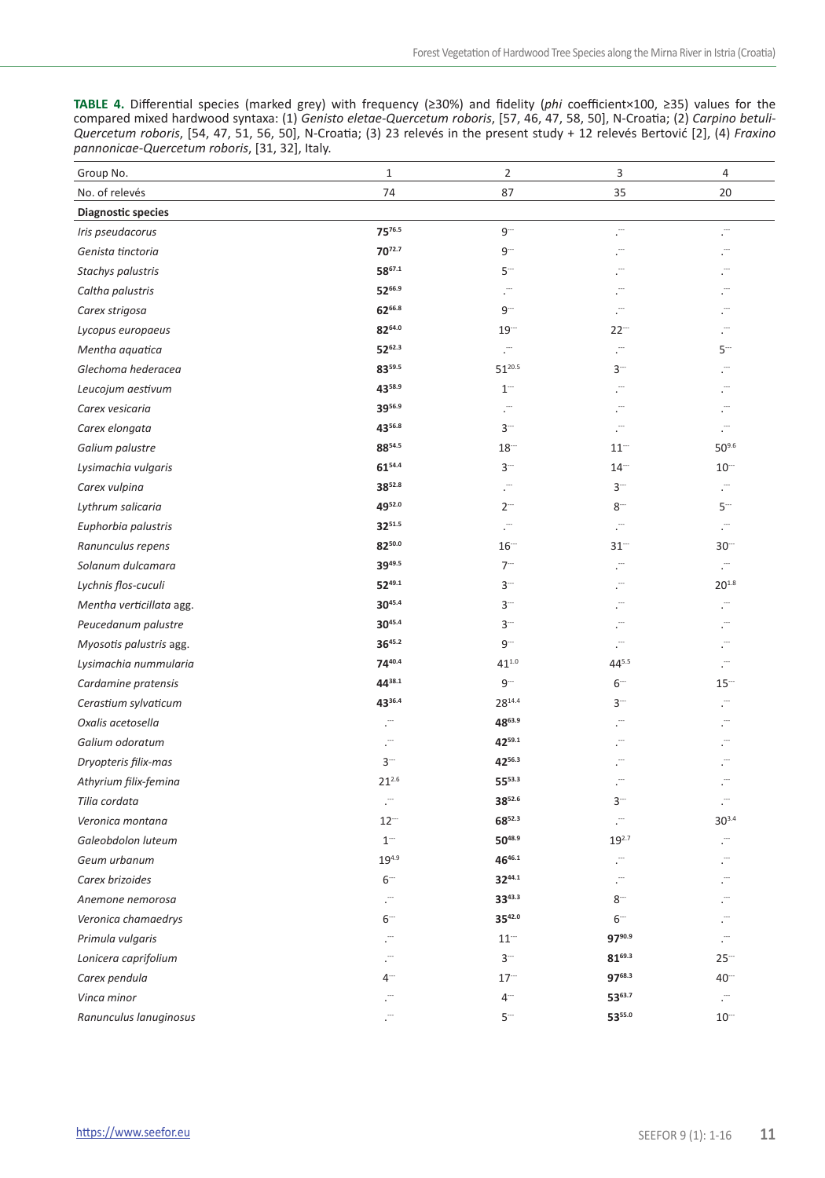**TABLE 4.** Differential species (marked grey) with frequency (≥30%) and fidelity (*phi* coefficient×100, ≥35) values for the compared mixed hardwood syntaxa: (1) *Genisto eletae-Quercetum roboris*, [57, 46, 47, 58, 50], N-Croatia; (2) *Carpino betuli-Quercetum roboris*, [54, 47, 51, 56, 50], N-Croatia; (3) 23 relevés in the present study + 12 relevés Bertović [2], (4) *Fraxino pannonicae-Quercetum roboris*, [31, 32], Italy.

| Group No. | 1 | 2 | 3 | 4 |
|---|---|---|---|---|
| No. of relevés | 74 | 87 | 35 | 20 |
| **Diagnostic species** | | | | |
| *Iris pseudacorus* | **75**$^{76.5}$ | 9$^{---}$ | .$^{---}$ | .$^{---}$ |
| *Genista tinctoria* | **70**$^{72.7}$ | 9$^{---}$ | .$^{---}$ | .$^{---}$ |
| *Stachys palustris* | **58**$^{67.1}$ | 5$^{---}$ | .$^{---}$ | .$^{---}$ |
| *Caltha palustris* | **52**$^{66.9}$ | .$^{---}$ | .$^{---}$ | .$^{---}$ |
| *Carex strigosa* | **62**$^{66.8}$ | 9$^{---}$ | .$^{---}$ | .$^{---}$ |
| *Lycopus europaeus* | **82**$^{64.0}$ | 19$^{---}$ | 22$^{---}$ | .$^{---}$ |
| *Mentha aquatica* | **52**$^{62.3}$ | .$^{---}$ | .$^{---}$ | 5$^{---}$ |
| *Glechoma hederacea* | **83**$^{59.5}$ | 51$^{20.5}$ | 3$^{---}$ | .$^{---}$ |
| *Leucojum aestivum* | **43**$^{58.9}$ | 1$^{---}$ | .$^{---}$ | .$^{---}$ |
| *Carex vesicaria* | **39**$^{56.9}$ | .$^{---}$ | .$^{---}$ | .$^{---}$ |
| *Carex elongata* | **43**$^{56.8}$ | 3$^{---}$ | .$^{---}$ | .$^{---}$ |
| *Galium palustre* | **88**$^{54.5}$ | 18$^{---}$ | 11$^{---}$ | 50$^{9.6}$ |
| *Lysimachia vulgaris* | **61**$^{54.4}$ | 3$^{---}$ | 14$^{---}$ | 10$^{---}$ |
| *Carex vulpina* | **38**$^{52.8}$ | .$^{---}$ | 3$^{---}$ | .$^{---}$ |
| *Lythrum salicaria* | **49**$^{52.0}$ | 2$^{---}$ | 8$^{---}$ | 5$^{---}$ |
| *Euphorbia palustris* | **32**$^{51.5}$ | .$^{---}$ | .$^{---}$ | .$^{---}$ |
| *Ranunculus repens* | **82**$^{50.0}$ | 16$^{---}$ | 31$^{---}$ | 30$^{---}$ |
| *Solanum dulcamara* | **39**$^{49.5}$ | 7$^{---}$ | .$^{---}$ | .$^{---}$ |
| *Lychnis flos-cuculi* | **52**$^{49.1}$ | 3$^{---}$ | .$^{---}$ | 20$^{1.8}$ |
| *Mentha verticillata* agg. | **30**$^{45.4}$ | 3$^{---}$ | .$^{---}$ | .$^{---}$ |
| *Peucedanum palustre* | **30**$^{45.4}$ | 3$^{---}$ | .$^{---}$ | .$^{---}$ |
| *Myosotis palustris* agg. | **36**$^{45.2}$ | 9$^{---}$ | .$^{---}$ | .$^{---}$ |
| *Lysimachia nummularia* | **74**$^{40.4}$ | 41$^{1.0}$ | 44$^{5.5}$ | .$^{---}$ |
| *Cardamine pratensis* | **44**$^{38.1}$ | 9$^{---}$ | 6$^{---}$ | 15$^{---}$ |
| *Cerastium sylvaticum* | **43**$^{36.4}$ | 28$^{14.4}$ | 3$^{---}$ | .$^{---}$ |
| *Oxalis acetosella* | .$^{---}$ | **48**$^{63.9}$ | .$^{---}$ | .$^{---}$ |
| *Galium odoratum* | .$^{---}$ | **42**$^{59.1}$ | .$^{---}$ | .$^{---}$ |
| *Dryopteris filix-mas* | 3$^{---}$ | **42**$^{56.3}$ | .$^{---}$ | .$^{---}$ |
| *Athyrium filix-femina* | 21$^{2.6}$ | **55**$^{53.3}$ | .$^{---}$ | .$^{---}$ |
| *Tilia cordata* | .$^{---}$ | **38**$^{52.6}$ | 3$^{---}$ | .$^{---}$ |
| *Veronica montana* | 12$^{---}$ | **68**$^{52.3}$ | .$^{---}$ | 30$^{3.4}$ |
| *Galeobdolon luteum* | 1$^{---}$ | **50**$^{48.9}$ | 19$^{2.7}$ | .$^{---}$ |
| *Geum urbanum* | 19$^{4.9}$ | **46**$^{46.1}$ | .$^{---}$ | .$^{---}$ |
| *Carex brizoides* | 6$^{---}$ | **32**$^{44.1}$ | .$^{---}$ | .$^{---}$ |
| *Anemone nemorosa* | .$^{---}$ | **33**$^{43.3}$ | 8$^{---}$ | .$^{---}$ |
| *Veronica chamaedrys* | 6$^{---}$ | **35**$^{42.0}$ | 6$^{---}$ | .$^{---}$ |
| *Primula vulgaris* | .$^{---}$ | 11$^{---}$ | **97**$^{90.9}$ | .$^{---}$ |
| *Lonicera caprifolium* | .$^{---}$ | 3$^{---}$ | **81**$^{69.3}$ | 25$^{---}$ |
| *Carex pendula* | 4$^{---}$ | 17$^{---}$ | **97**$^{68.3}$ | 40$^{---}$ |
| *Vinca minor* | .$^{---}$ | 4$^{---}$ | **53**$^{63.7}$ | .$^{---}$ |
| *Ranunculus lanuginosus* | .$^{---}$ | 5$^{---}$ | **53**$^{55.0}$ | 10$^{---}$ |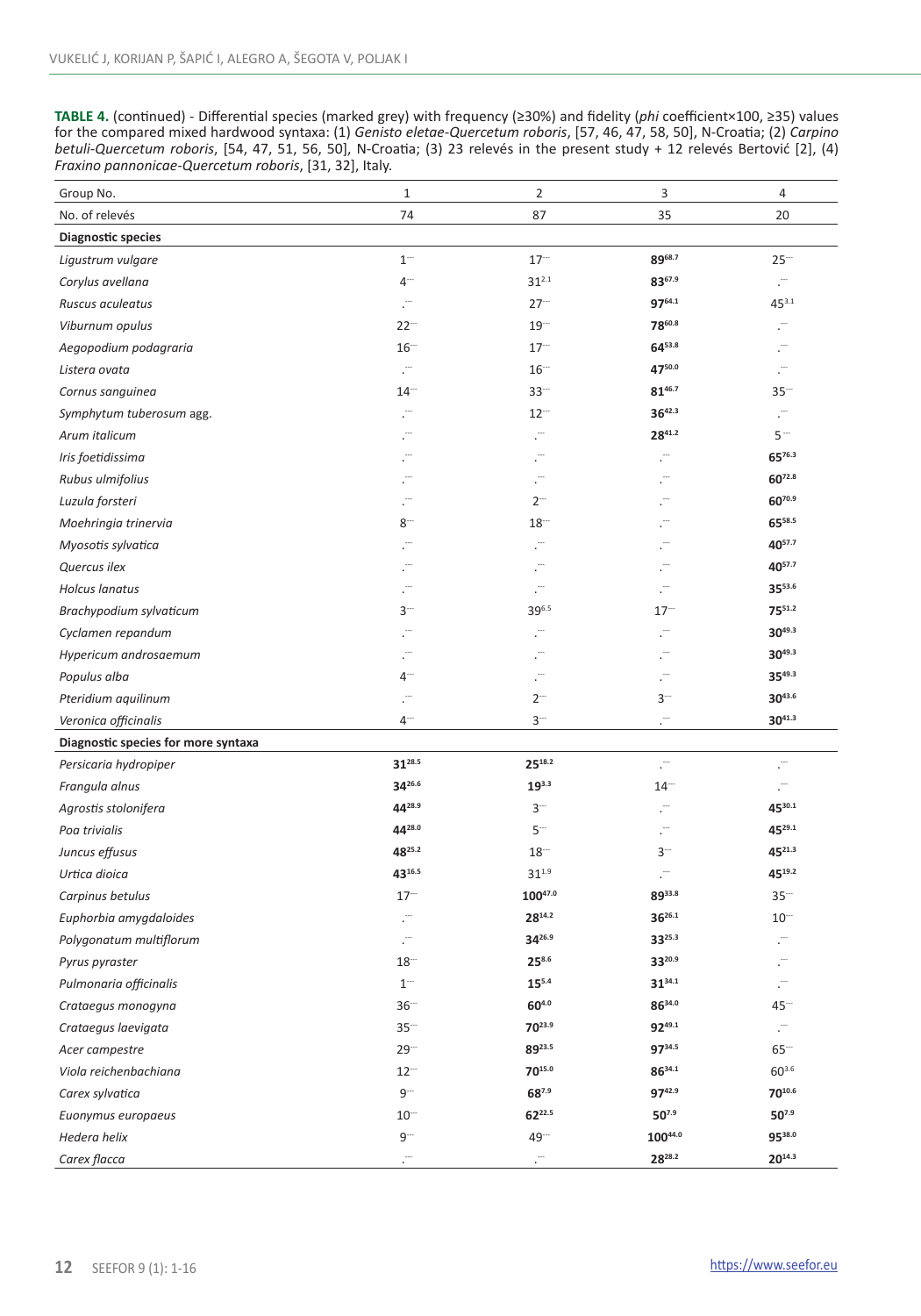**TABLE 4.** (continued) - Differential species (marked grey) with frequency (≥30%) and fidelity (*phi* coefficient×100, ≥35) values for the compared mixed hardwood syntaxa: (1) *Genisto eletae-Quercetum roboris*, [57, 46, 47, 58, 50], N-Croatia; (2) *Carpino betuli-Quercetum roboris*, [54, 47, 51, 56, 50], N-Croatia; (3) 23 relevés in the present study + 12 relevés Bertović [2], (4) *Fraxino pannonicae-Quercetum roboris*, [31, 32], Italy.

| Group No. | 1 | 2 | 3 | 4 |
|---|---|---|---|---|
| No. of relevés | 74 | 87 | 35 | 20 |
| **Diagnostic species** | | | | |
| *Ligustrum vulgare* | 1--- | 17--- | **89**[68.7] | 25--- |
| *Corylus avellana* | 4--- | 31[2.1] | **83**[67.9] | .--- |
| *Ruscus aculeatus* | .--- | 27--- | **97**[64.1] | 45[3.1] |
| *Viburnum opulus* | 22--- | 19--- | **78**[60.8] | .--- |
| *Aegopodium podagraria* | 16--- | 17--- | **64**[53.8] | .--- |
| *Listera ovata* | .--- | 16--- | **47**[50.0] | .--- |
| *Cornus sanguinea* | 14--- | 33--- | **81**[46.7] | 35--- |
| *Symphytum tuberosum* agg. | .--- | 12--- | **36**[42.3] | .--- |
| *Arum italicum* | .--- | .--- | **28**[41.2] | 5--- |
| *Iris foetidissima* | .--- | .--- | .--- | **65**[76.3] |
| *Rubus ulmifolius* | .--- | .--- | .--- | **60**[72.8] |
| *Luzula forsteri* | .--- | 2--- | .--- | **60**[70.9] |
| *Moehringia trinervia* | 8--- | 18--- | .--- | **65**[58.5] |
| *Myosotis sylvatica* | .--- | .--- | .--- | **40**[57.7] |
| *Quercus ilex* | .--- | .--- | .--- | **40**[57.7] |
| *Holcus lanatus* | .--- | .--- | .--- | **35**[53.6] |
| *Brachypodium sylvaticum* | 3--- | 39[6.5] | 17--- | **75**[51.2] |
| *Cyclamen repandum* | .--- | .--- | .--- | **30**[49.3] |
| *Hypericum androsaemum* | .--- | .--- | .--- | **30**[49.3] |
| *Populus alba* | 4--- | .--- | .--- | **35**[49.3] |
| *Pteridium aquilinum* | .--- | 2--- | 3--- | **30**[43.6] |
| *Veronica officinalis* | 4--- | 3--- | .--- | **30**[41.3] |
| **Diagnostic species for more syntaxa** | | | | |
| *Persicaria hydropiper* | **31**[28.5] | **25**[18.2] | .--- | .--- |
| *Frangula alnus* | **34**[26.6] | **19**[3.3] | 14--- | .--- |
| *Agrostis stolonifera* | **44**[28.9] | 3--- | .--- | **45**[30.1] |
| *Poa trivialis* | **44**[28.0] | 5--- | .--- | **45**[29.1] |
| *Juncus effusus* | **48**[25.2] | 18--- | 3--- | **45**[21.3] |
| *Urtica dioica* | **43**[16.5] | 31[1.9] | .--- | **45**[19.2] |
| *Carpinus betulus* | 17--- | **100**[47.0] | **89**[33.8] | 35--- |
| *Euphorbia amygdaloides* | .--- | **28**[14.2] | **36**[26.1] | 10--- |
| *Polygonatum multiflorum* | .--- | **34**[26.9] | **33**[25.3] | .--- |
| *Pyrus pyraster* | 18--- | **25**[8.6] | **33**[20.9] | .--- |
| *Pulmonaria officinalis* | 1--- | **15**[5.4] | **31**[34.1] | .--- |
| *Crataegus monogyna* | 36--- | **60**[4.0] | **86**[34.0] | 45--- |
| *Crataegus laevigata* | 35--- | **70**[23.9] | **92**[49.1] | .--- |
| *Acer campestre* | 29--- | **89**[23.5] | **97**[34.5] | 65--- |
| *Viola reichenbachiana* | 12--- | **70**[15.0] | **86**[34.1] | 60[3.6] |
| *Carex sylvatica* | 9--- | **68**[7.9] | **97**[42.9] | **70**[10.6] |
| *Euonymus europaeus* | 10--- | **62**[22.5] | **50**[7.9] | **50**[7.9] |
| *Hedera helix* | 9--- | 49--- | **100**[44.0] | **95**[38.0] |
| *Carex flacca* | .--- | .--- | **28**[28.2] | **20**[14.3] |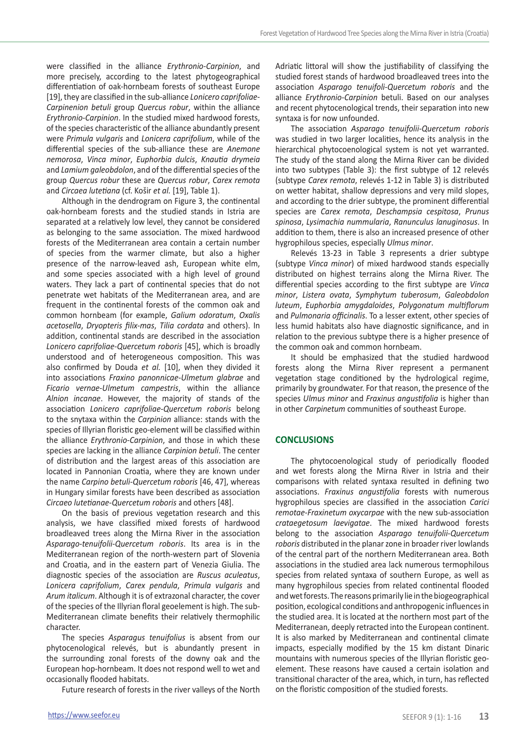were classified in the alliance *Erythronio-Carpinion*, and more precisely, according to the latest phytogeographical differentiation of oak-hornbeam forests of southeast Europe [19], they are classified in the sub-alliance *Lonicero caprifoliae-Carpinenion betuli* group *Quercus robur*, within the alliance *Erythronio-Carpinion*. In the studied mixed hardwood forests, of the species characteristic of the alliance abundantly present were *Primula vulgaris* and *Lonicera caprifolium*, while of the differential species of the sub-alliance these are *Anemone nemorosa*, *Vinca minor*, *Euphorbia dulcis*, *Knautia drymeia* and *Lamium galeobdolon*, and of the differential species of the group *Quercus robur* these are *Quercus robur*, *Carex remota* and *Circaea lutetiana* (cf. Košir *et al.* [19], Table 1).

Although in the dendrogram on Figure 3, the continental oak-hornbeam forests and the studied stands in Istria are separated at a relatively low level, they cannot be considered as belonging to the same association. The mixed hardwood forests of the Mediterranean area contain a certain number of species from the warmer climate, but also a higher presence of the narrow-leaved ash, European white elm, and some species associated with a high level of ground waters. They lack a part of continental species that do not penetrate wet habitats of the Mediterranean area, and are frequent in the continental forests of the common oak and common hornbeam (for example, *Galium odoratum*, *Oxalis acetosella*, *Dryopteris filix-mas*, *Tilia cordata* and others). In addition, continental stands are described in the association *Lonicero caprifoliae-Quercetum roboris* [45], which is broadly understood and of heterogeneous composition. This was also confirmed by Douda *et al.* [10], when they divided it into associations *Fraxino panonnicae-Ulmetum glabrae* and *Ficario vernae-Ulmetum campestris*, within the alliance *Alnion incanae*. However, the majority of stands of the association *Lonicero caprifoliae-Quercetum roboris* belong to the snytaxa within the *Carpinion* alliance: stands with the species of Illyrian floristic geo-element will be classified within the alliance *Erythronio-Carpinion*, and those in which these species are lacking in the alliance *Carpinion betuli*. The center of distribution and the largest areas of this association are located in Pannonian Croatia, where they are known under the name *Carpino betuli-Quercetum roboris* [46, 47], whereas in Hungary similar forests have been described as association *Circaeo lutetianae-Quercetum roboris* and others [48].

On the basis of previous vegetation research and this analysis, we have classified mixed forests of hardwood broadleaved trees along the Mirna River in the association *Asparago-tenuifolii-Quercetum roboris*. Its area is in the Mediterranean region of the north-western part of Slovenia and Croatia, and in the eastern part of Venezia Giulia. The diagnostic species of the association are *Ruscus aculeatus*, *Lonicera caprifolium*, *Carex pendula*, *Primula vulgaris* and *Arum italicum*. Although it is of extrazonal character, the cover of the species of the Illyrian floral geoelement is high. The sub-Mediterranean climate benefits their relatively thermophilic character.

The species *Asparagus tenuifolius* is absent from our phytocenological relevés, but is abundantly present in the surrounding zonal forests of the downy oak and the European hop-hornbeam. It does not respond well to wet and occasionally flooded habitats.

Future research of forests in the river valleys of the North Adriatic littoral will show the justifiability of classifying the studied forest stands of hardwood broadleaved trees into the association *Asparago tenuifoli-Quercetum roboris* and the alliance *Erythronio-Carpinion* betuli. Based on our analyses and recent phytocenological trends, their separation into new syntaxa is for now unfounded.

The association *Asparago tenuifolii-Quercetum roboris* was studied in two larger localities, hence its analysis in the hierarchical phytocoenological system is not yet warranted. The study of the stand along the Mirna River can be divided into two subtypes (Table 3): the first subtype of 12 relevés (subtype *Carex remota*, relevés 1-12 in Table 3) is distributed on wetter habitat, shallow depressions and very mild slopes, and according to the drier subtype, the prominent differential species are *Carex remota*, *Deschampsia cespitosa*, *Prunus spinosa*, *Lysimachia nummularia*, *Ranunculus lanuginosus*. In addition to them, there is also an increased presence of other hygrophilous species, especially *Ulmus minor*.

Relevés 13-23 in Table 3 represents a drier subtype (subtype *Vinca minor*) of mixed hardwood stands especially distributed on highest terrains along the Mirna River. The differential species according to the first subtype are *Vinca minor*, *Listera ovata*, *Symphytum tuberosum*, *Galeobdolon luteum*, *Euphorbia amygdaloides*, *Polygonatum multiflorum* and *Pulmonaria officinalis*. To a lesser extent, other species of less humid habitats also have diagnostic significance, and in relation to the previous subtype there is a higher presence of the common oak and common hornbeam.

It should be emphasized that the studied hardwood forests along the Mirna River represent a permanent vegetation stage conditioned by the hydrological regime, primarily by groundwater. For that reason, the presence of the species *Ulmus minor* and *Fraxinus angustifolia* is higher than in other *Carpinetum* communities of southeast Europe.

## CONCLUSIONS

The phytocoenological study of periodically flooded and wet forests along the Mirna River in Istria and their comparisons with related syntaxa resulted in defining two associations. *Fraxinus angustifolia* forests with numerous hygrophilous species are classified in the association *Carici remotae-Fraxinetum oxycarpae* with the new sub-association *crataegetosum laevigatae*. The mixed hardwood forests belong to the association *Asparago tenuifolii-Quercetum roboris* distributed in the planar zone in broader river lowlands of the central part of the northern Mediterranean area. Both associations in the studied area lack numerous termophilous species from related syntaxa of southern Europe, as well as many hygrophilous species from related continental flooded and wet forests. The reasons primarily lie in the biogeographical position, ecological conditions and anthropogenic influences in the studied area. It is located at the northern most part of the Mediterranean, deeply retracted into the European continent. It is also marked by Mediterranean and continental climate impacts, especially modified by the 15 km distant Dinaric mountains with numerous species of the Illyrian floristic geo-element. These reasons have caused a certain isolation and transitional character of the area, which, in turn, has reflected on the floristic composition of the studied forests.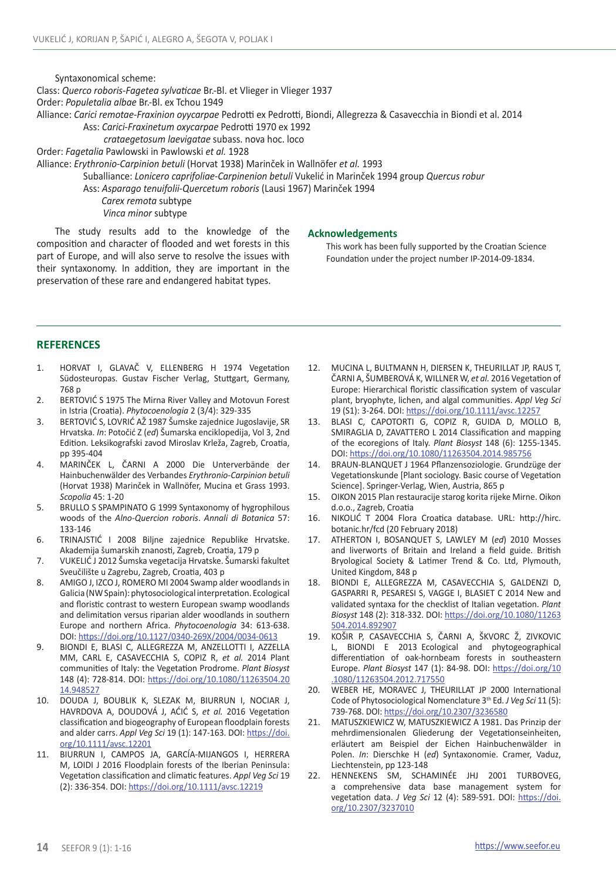Syntaxonomical scheme:

Class: *Querco roboris-Fagetea sylvaticae* Br.-Bl. et Vlieger in Vlieger 1937

Order: *Populetalia albae* Br.-Bl. ex Tchou 1949

Alliance: *Carici remotae-Fraxinion oyycarpae* Pedrotti ex Pedrotti, Biondi, Allegrezza & Casavecchia in Biondi et al. 2014

Ass: *Carici-Fraxinetum oxycarpae* Pedrotti 1970 ex 1992

*crataegetosum laevigatae* subass. nova hoc. loco

Order: *Fagetalia* Pawlowski in Pawlowski *et al.* 1928

Alliance: *Erythronio-Carpinion betuli* (Horvat 1938) Marinček in Wallnöfer *et al.* 1993

Suballiance: *Lonicero caprifoliae-Carpinenion betuli* Vukelić in Marinček 1994 group *Quercus robur*

Ass: *Asparago tenuifolii-Quercetum roboris* (Lausi 1967) Marinček 1994

*Carex remota* subtype

*Vinca minor* subtype

The study results add to the knowledge of the composition and character of flooded and wet forests in this part of Europe, and will also serve to resolve the issues with their syntaxonomy. In addition, they are important in the preservation of these rare and endangered habitat types.

## Acknowledgements

This work has been fully supported by the Croatian Science Foundation under the project number IP-2014-09-1834.

## REFERENCES

1. HORVAT I, GLAVAČ V, ELLENBERG H 1974 Vegetation Südosteuropas. Gustav Fischer Verlag, Stuttgart, Germany, 768 p
2. BERTOVIĆ S 1975 The Mirna River Valley and Motovun Forest in Istria (Croatia). *Phytocoenologia* 2 (3/4): 329-335
3. BERTOVIĆ S, LOVRIĆ AŽ 1987 Šumske zajednice Jugoslavije, SR Hrvatska. *In*: Potočić Z (*ed*) Šumarska enciklopedija, Vol 3, 2nd Edition. Leksikografski zavod Miroslav Krleža, Zagreb, Croatia, pp 395-404
4. MARINČEK L, ČARNI A 2000 Die Unterverbände der Hainbuchenwälder des Verbandes *Erythronio-Carpinion betuli* (Horvat 1938) Marinček in Wallnöfer, Mucina et Grass 1993. *Scopolia* 45: 1-20
5. BRULLO S SPAMPINATO G 1999 Syntaxonomy of hygrophilous woods of the *Alno-Quercion roboris*. *Annali di Botanica* 57: 133-146
6. TRINAJSTIĆ I 2008 Biljne zajednice Republike Hrvatske. Akademija šumarskih znanosti, Zagreb, Croatia, 179 p
7. VUKELIĆ J 2012 Šumska vegetacija Hrvatske. Šumarski fakultet Sveučilište u Zagrebu, Zagreb, Croatia, 403 p
8. AMIGO J, IZCO J, ROMERO MI 2004 Swamp alder woodlands in Galicia (NW Spain): phytosociological interpretation. Ecological and floristic contrast to western European swamp woodlands and delimitation versus riparian alder woodlands in southern Europe and northern Africa. *Phytocoenologia* 34: 613-638. DOI: https://doi.org/10.1127/0340-269X/2004/0034-0613
9. BIONDI E, BLASI C, ALLEGREZZA M, ANZELLOTTI I, AZZELLA MM, CARL E, CASAVECCHIA S, COPIZ R, *et al.* 2014 Plant communities of Italy: the Vegetation Prodrome. *Plant Biosyst* 148 (4): 728-814. DOI: https://doi.org/10.1080/11263504.2014.948527
10. DOUDA J, BOUBLIK K, SLEZAK M, BIURRUN I, NOCIAR J, HAVRDOVA A, DOUDOVÁ J, AĆIĆ S, *et al.* 2016 Vegetation classification and biogeography of European floodplain forests and alder carrs. *Appl Veg Sci* 19 (1): 147-163. DOI: https://doi.org/10.1111/avsc.12201
11. BIURRUN I, CAMPOS JA, GARCÍA-MIJANGOS I, HERRERA M, LOIDI J 2016 Floodplain forests of the Iberian Peninsula: Vegetation classification and climatic features. *Appl Veg Sci* 19 (2): 336-354. DOI: https://doi.org/10.1111/avsc.12219
12. MUCINA L, BULTMANN H, DIERSEN K, THEURILLAT JP, RAUS T, ČARNI A, ŠUMBEROVÁ K, WILLNER W, *et al.* 2016 Vegetation of Europe: Hierarchical floristic classification system of vascular plant, bryophyte, lichen, and algal communities. *Appl Veg Sci* 19 (S1): 3-264. DOI: https://doi.org/10.1111/avsc.12257
13. BLASI C, CAPOTORTI G, COPIZ R, GUIDA D, MOLLO B, SMIRAGLIA D, ZAVATTERO L 2014 Classification and mapping of the ecoregions of Italy. *Plant Biosyst* 148 (6): 1255-1345. DOI: https://doi.org/10.1080/11263504.2014.985756
14. BRAUN-BLANQUET J 1964 Pflanzensoziologie. Grundzüge der Vegetationskunde [Plant sociology. Basic course of Vegetation Science]. Springer-Verlag, Wien, Austria, 865 p
15. OIKON 2015 Plan restauracije starog korita rijeke Mirne. Oikon d.o.o., Zagreb, Croatia
16. NIKOLIĆ T 2004 Flora Croatica database. URL: http://hirc.botanic.hr/fcd (20 February 2018)
17. ATHERTON I, BOSANQUET S, LAWLEY M (*ed*) 2010 Mosses and liverworts of Britain and Ireland a field guide. British Bryological Society & Latimer Trend & Co. Ltd, Plymouth, United Kingdom, 848 p
18. BIONDI E, ALLEGREZZA M, CASAVECCHIA S, GALDENZI D, GASPARRI R, PESARESI S, VAGGE I, BLASIET C 2014 New and validated syntaxa for the checklist of Italian vegetation. *Plant Biosyst* 148 (2): 318-332. DOI: https://doi.org/10.1080/11263504.2014.892907
19. KOŠIR P, CASAVECCHIA S, ČARNI A, ŠKVORC Ž, ZIVKOVIC L, BIONDI E 2013 Ecological and phytogeographical differentiation of oak-hornbeam forests in southeastern Europe. *Plant Biosyst* 147 (1): 84-98. DOI: https://doi.org/10.1080/11263504.2012.717550
20. WEBER HE, MORAVEC J, THEURILLAT JP 2000 International Code of Phytosociological Nomenclature 3rd Ed. *J Veg Sci* 11 (5): 739-768. DOI: https://doi.org/10.2307/3236580
21. MATUSZKIEWICZ W, MATUSZKIEWICZ A 1981. Das Prinzip der mehrdimensionalen Gliederung der Vegetationseinheiten, erläutert am Beispiel der Eichen Hainbuchenwälder in Polen. *In*: Dierschke H (*ed*) Syntaxonomie. Cramer, Vaduz, Liechtenstein, pp 123-148
22. HENNEKENS SM, SCHAMINÉE JHJ 2001 TURBOVEG, a comprehensive data base management system for vegetation data. *J Veg Sci* 12 (4): 589-591. DOI: https://doi.org/10.2307/3237010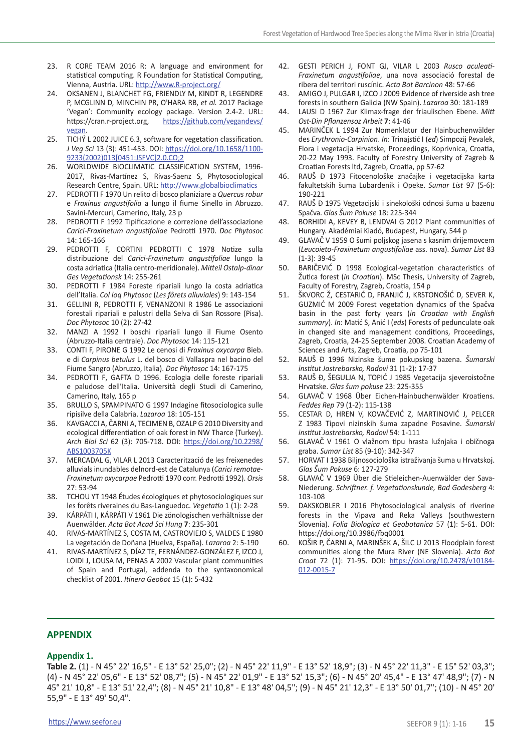23. R CORE TEAM 2016 R: A language and environment for statistical computing. R Foundation for Statistical Computing, Vienna, Austria. URL: http://www.R-project.org/
24. OKSANEN J, BLANCHET FG, FRIENDLY M, KINDT R, LEGENDRE P, MCGLINN D, MINCHIN PR, O'HARA RB, *et al.* 2017 Package 'Vegan': Community ecology package. Version 2.4-2. URL: https://cran.r-project.org, https://github.com/vegandevs/vegan.
25. TICHÝ L 2002 JUICE 6.3, software for vegetation classification. *J Veg Sci* 13 (3): 451-453. DOI: https://doi.org/10.1658/1100-9233(2002)013[0451:JSFVC]2.0.CO;2
26. WORLDWIDE BIOCLIMATIC CLASSIFICATION SYSTEM, 1996-2017, Rivas-Martínez S, Rivas-Saenz S, Phytosociological Research Centre, Spain. URL: http://www.globalbioclimatics
27. PEDROTTI F 1970 Un relito di bosco planiziare a *Quercus robur* e *Fraxinus angustifolia* a lungo il fiume Sinello in Abruzzo. Savini-Mercuri, Camerino, Italy, 23 p
28. PEDROTTI F 1992 Tipificazione e correzione dell'associazione *Carici-Fraxinetum angustifoliae* Pedrotti 1970. *Doc Phytosoc* 14: 165-166
29. PEDROTTI F, CORTINI PEDROTTI C 1978 Notize sulla distribuzione del *Carici-Fraxinetum angustifoliae* lungo la costa adriatica (Italia centro-meridionale). *Mitteil Ostalp-dinar Ges Vegetationsk* 14: 255-261
30. PEDROTTI F 1984 Foreste ripariali lungo la costa adriatica dell'Italia. *Col loq Phytosoc* (*Les fôrets alluviales*) 9: 143-154
31. GELLINI R, PEDROTTI F, VENANZONI R 1986 Le associazioni forestali ripariali e palustri della Selva di San Rossore (Pisa). *Doc Phytosoc* 10 (2): 27-42
32. MANZI A 1992 I boschi ripariali lungo il Fiume Osento (Abruzzo-Italia centrale). *Doc Phytosoc* 14: 115-121
33. CONTI F, PIRONE G 1992 Le cenosi di *Fraxinus oxycarpa* Bieb. e di *Carpinus betulus* L. del bosco di Vallaspra nel bacino del Fiume Sangro (Abruzzo, Italia). *Doc Phytosoc* 14: 167-175
34. PEDROTTI F, GAFTA D 1996. Ecologia delle foreste ripariali e paludose dell'Italia. Università degli Studi di Camerino, Camerino, Italy, 165 p
35. BRULLO S, SPAMPINATO G 1997 Indagine fitosociologica sulle ripisilve della Calabria. *Lazaroa* 18: 105-151
36. KAVGACCI A, ČARNI A, TECIMEN B, OZALP G 2010 Diversity and ecological differentiation of oak forest in NW Tharce (Turkey). *Arch Biol Sci* 62 (3): 705-718. DOI: https://doi.org/10.2298/ABS1003705K
37. MERCADAL G, VILAR L 2013 Caracterització de les freixenedes alluvials inundables delnord-est de Catalunya (*Carici remotae-Fraxinetum oxycarpae* Pedrotti 1970 corr. Pedrotti 1992). *Orsis* 27: 53-94
38. TCHOU YT 1948 Études écologiques et phytosociologiques sur les forêts riveraines du Bas-Languedoc. *Vegetatio* 1 (1): 2-28
39. KÁRPÁTI I, KÁRPÁTI V 1961 Die zönologischen verhältnisse der Auenwälder. *Acta Bot Acad Sci Hung* **7**: 235-301
40. RIVAS-MARTÍNEZ S, COSTA M, CASTROVIEJO S, VALDES E 1980 La vegetación de Doñana (Huelva, España). *Lazaroa* 2: 5-190
41. RIVAS-MARTÍNEZ S, DÍAZ TE, FERNÁNDEZ-GONZÁLEZ F, IZCO J, LOIDI J, LOUSA M, PENAS A 2002 Vascular plant communities of Spain and Portugal, addenda to the syntaxonomical checklist of 2001. *Itinera Geobot* 15 (1): 5-432
42. GESTI PERICH J, FONT GJ, VILAR L 2003 *Rusco aculeati-Fraxinetum angustifoliae*, una nova associació forestal de ribera del territori ruscínic. *Acta Bot Barcinon* 48: 57-66
43. AMIGO J, PULGAR I, IZCO J 2009 Evidence of riverside ash tree forests in southern Galicia (NW Spain). *Lazaroa* 30: 181-189
44. LAUSI D 1967 Zur Klimax-frage der friaulischen Ebene. *Mitt Ost-Din Pflanzensoz Arbeit* **7**: 41-46
45. MARINČEK L 1994 Zur Nomenklatur der Hainbuchenwälder des *Erythronio-Carpinion*. *In*: Trinajstić I (*ed*) Simpozij Pevalek, Flora i vegetacija Hrvatske, Proceedings, Koprivnica, Croatia, 20-22 May 1993. Faculty of Forestry University of Zagreb & Croatian Forests ltd, Zagreb, Croatia, pp 57-62
46. RAUŠ Đ 1973 Fitocenološke značajke i vegetacijska karta fakultetskih šuma Lubardenik i Opeke. *Sumar List* 97 (5-6): 190-221
47. RAUŠ Đ 1975 Vegetacijski i sinekološki odnosi šuma u bazenu Spačva. *Glas Šum Pokuse* 18: 225-344
48. BORHIDI A, KEVEY B, LENDVAI G 2012 Plant communities of Hungary. Akadémiai Kiadó, Budapest, Hungary, 544 p
49. GLAVAČ V 1959 O šumi poljskog jasena s kasnim drijemovcem (*Leucoieto-Fraxinetum angustifoliae* ass. nova). *Sumar List* 83 (1-3): 39-45
50. BARIČEVIĆ D 1998 Ecological-vegetation characteristics of Žutica forest (*in Croatian*). MSc Thesis, University of Zagreb, Faculty of Forestry, Zagreb, Croatia, 154 p
51. ŠKVORC Ž, CESTARIĆ D, FRANJIĆ J, KRSTONOŠIĆ D, SEVER K, GUZMIĆ M 2009 Forest vegetation dynamics of the Spačva basin in the past forty years (*in Croatian with English summary*). *In*: Matić S, Anić I (*eds*) Forests of pedunculate oak in changed site and management conditions, Proceedings, Zagreb, Croatia, 24-25 September 2008. Croatian Academy of Sciences and Arts, Zagreb, Croatia, pp 75-101
52. RAUŠ Đ 1996 Nizinske šume pokupskog bazena. *Šumarski institut Jastrebarsko, Radovi* 31 (1-2): 17-37
53. RAUŠ Đ, ŠEGULJA N, TOPIĆ J 1985 Vegetacija sjeveroistočne Hrvatske. *Glas šum pokuse* 23: 225-355
54. GLAVAČ V 1968 Über Eichen-Hainbuchenwälder Kroatiens. *Feddes Rep* 79 (1-2): 115-138
55. CESTAR D, HREN V, KOVAČEVIĆ Z, MARTINOVIĆ J, PELCER Z 1983 Tipovi nizinskih šuma zapadne Posavine. *Šumarski institut Jastrebarsko, Radovi* 54: 1-111
56. GLAVAČ V 1961 O vlažnom tipu hrasta lužnjaka i običnoga graba. *Sumar List* 85 (9-10): 342-347
57. HORVAT I 1938 Biljnosociološka istraživanja šuma u Hrvatskoj. *Glas Šum Pokuse* 6: 127-279
58. GLAVAČ V 1969 Über die Stieleichen-Auenwälder der Sava-Niederung. *Schriftner. f. Vegetationskunde, Bad Godesberg* 4: 103-108
59. DAKSKOBLER I 2016 Phytosociological analysis of riverine forests in the Vipava and Reka Valleys (southwestern Slovenia). *Folia Biologica et Geobotanica* 57 (1): 5-61. DOI: https://doi.org/10.3986/fbq0001
60. KOŠIR P, ČARNI A, MARINŠEK A, ŠILC U 2013 Floodplain forest communities along the Mura River (NE Slovenia). *Acta Bot Croat* 72 (1): 71-95. DOI: https://doi.org/10.2478/v10184-012-0015-7

## APPENDIX

### Appendix 1.

**Table 2.** (1) - N 45° 22' 16,5" - E 13° 52' 25,0"; (2) - N 45° 22' 11,9" - E 13° 52' 18,9"; (3) - N 45° 22' 11,3" - E 15° 52' 03,3"; (4) - N 45° 22' 05,6" - E 13° 52' 08,7"; (5) - N 45° 22' 01,9" - E 13° 52' 15,3"; (6) - N 45° 20' 45,4" - E 13° 47' 48,9"; (7) - N 45° 21' 10,8" - E 13° 51' 22,4"; (8) - N 45° 21' 10,8" - E 13° 48' 04,5"; (9) - N 45° 21' 12,3" - E 13° 50' 01,7"; (10) - N 45° 20' 55,9" - E 13° 49' 50,4".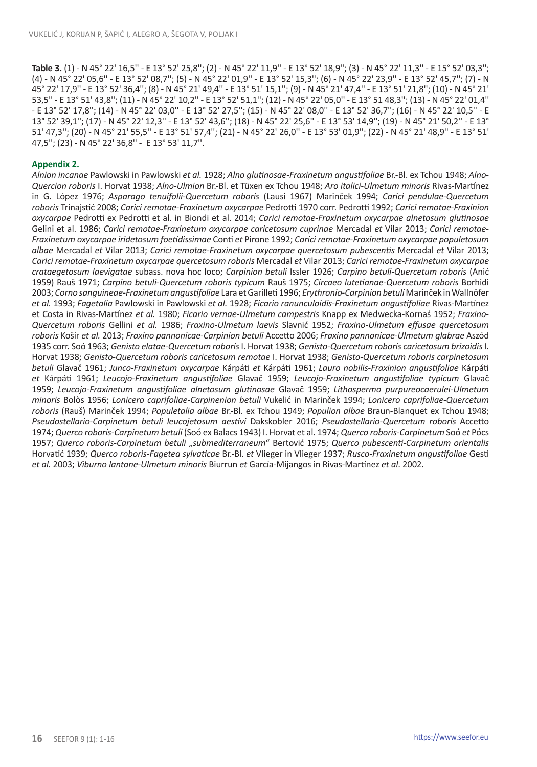**Table 3.** (1) - N 45° 22' 16,5'' - E 13° 52' 25,8''; (2) - N 45° 22' 11,9'' - E 13° 52' 18,9''; (3) - N 45° 22' 11,3'' - E 15° 52' 03,3''; (4) - N 45° 22' 05,6'' - E 13° 52' 08,7''; (5) - N 45° 22' 01,9'' - E 13° 52' 15,3''; (6) - N 45° 22' 23,9'' - E 13° 52' 45,7''; (7) - N 45° 22' 17,9'' - E 13° 52' 36,4''; (8) - N 45° 21' 49,4'' - E 13° 51' 15,1''; (9) - N 45° 21' 47,4'' - E 13° 51' 21,8''; (10) - N 45° 21' 53,5'' - E 13° 51' 43,8''; (11) - N 45° 22' 10,2'' - E 13° 52' 51,1''; (12) - N 45° 22' 05,0'' - E 13° 51 48,3''; (13) - N 45° 22' 01,4'' - E 13° 52' 17,8''; (14) - N 45° 22' 03,0'' - E 13° 52' 27,5''; (15) - N 45° 22' 08,0'' - E 13° 52' 36,7''; (16) - N 45° 22' 10,5'' - E 13° 52' 39,1''; (17) - N 45° 22' 12,3'' - E 13° 52' 43,6''; (18) - N 45° 22' 25,6'' - E 13° 53' 14,9''; (19) - N 45° 21' 50,2'' - E 13° 51' 47,3''; (20) - N 45° 21' 55,5'' - E 13° 51' 57,4''; (21) - N 45° 22' 26,0'' - E 13° 53' 01,9''; (22) - N 45° 21' 48,9'' - E 13° 51' 47,5''; (23) - N 45° 22' 36,8'' - E 13° 53' 11,7''.

## Appendix 2.

*Alnion incanae* Pawlowski in Pawlowski *et al.* 1928; *Alno glutinosae-Fraxinetum angustifoliae* Br.-Bl. ex Tchou 1948; *Alno-Quercion roboris* I. Horvat 1938; *Alno-Ulmion* Br.-Bl. et Tüxen ex Tchou 1948; *Aro italici-Ulmetum minoris* Rivas-Martínez in G. López 1976; *Asparago tenuifolii-Quercetum roboris* (Lausi 1967) Marinček 1994; *Carici pendulae-Quercetum roboris* Trinajstić 2008; *Carici remotae-Fraxinetum oxycarpae* Pedrotti 1970 corr. Pedrotti 1992; *Carici remotae-Fraxinion oxycarpae* Pedrotti ex Pedrotti et al. in Biondi et al. 2014; *Carici remotae-Fraxinetum oxycarpae alnetosum glutinosae* Gelini et al. 1986; *Carici remotae-Fraxinetum oxycarpae caricetosum cuprinae* Mercadal *et* Vilar 2013; *Carici remotae-Fraxinetum oxycarpae iridetosum foetidissimae* Conti *et* Pirone 1992; *Carici remotae-Fraxinetum oxycarpae populetosum albae* Mercadal *et* Vilar 2013; *Carici remotae-Fraxinetum oxycarpae quercetosum pubescentis* Mercadal *et* Vilar 2013; *Carici remotae-Fraxinetum oxycarpae quercetosum roboris* Mercadal *et* Vilar 2013; *Carici remotae-Fraxinetum oxycarpae crataegetosum laevigatae* subass. nova hoc loco; *Carpinion betuli* Issler 1926; *Carpino betuli-Quercetum roboris* (Anić 1959) Rauš 1971; *Carpino betuli-Quercetum roboris typicum* Rauš 1975; *Circaeo lutetianae-Quercetum roboris* Borhidi 2003; *Corno sanguineae-Fraxinetum angustifoliae* Lara et Garilleti 1996; *Erythronio-Carpinion betuli* Marinček in Wallnöfer *et al.* 1993; *Fagetalia* Pawlowski in Pawlowski *et al.* 1928; *Ficario ranunculoidis-Fraxinetum angustifoliae* Rivas-Martínez et Costa in Rivas-Martínez *et al.* 1980; *Ficario vernae-Ulmetum campestris* Knapp ex Medwecka-Kornaś 1952; *Fraxino-Quercetum roboris* Gellini *et al.* 1986; *Fraxino-Ulmetum laevis* Slavnić 1952; *Fraxino-Ulmetum effusae quercetosum roboris* Košir *et al.* 2013; *Fraxino pannonicae-Carpinion betuli* Accetto 2006; *Fraxino pannonicae-Ulmetum glabrae* Aszód 1935 corr. Soó 1963; *Genisto elatae-Quercetum roboris* I. Horvat 1938; *Genisto-Quercetum roboris caricetosum brizoidis* I. Horvat 1938; *Genisto-Quercetum roboris caricetosum remotae* I. Horvat 1938; *Genisto-Quercetum roboris carpinetosum betuli* Glavač 1961; *Junco-Fraxinetum oxycarpae* Kárpáti *et* Kárpáti 1961; *Lauro nobilis-Fraxinion angustifoliae* Kárpáti *et* Kárpáti 1961; *Leucojo-Fraxinetum angustifoliae* Glavač 1959; *Leucojo-Fraxinetum angustifoliae typicum* Glavač 1959; *Leucojo-Fraxinetum angustifoliae alnetosum glutinosae* Glavač 1959; *Lithospermo purpureocaerulei-Ulmetum minoris* Bolòs 1956; *Lonicero caprifoliae-Carpinenion betuli* Vukelić in Marinček 1994; *Lonicero caprifoliae-Quercetum roboris* (Rauš) Marinček 1994; *Populetalia albae* Br.-Bl. ex Tchou 1949; *Populion albae* Braun-Blanquet ex Tchou 1948; *Pseudostellario-Carpinetum betuli leucojetosum aestivi* Dakskobler 2016; *Pseudostellario-Quercetum roboris* Accetto 1974; *Querco roboris-Carpinetum betuli* (Soó ex Balacs 1943) I. Horvat et al. 1974; *Querco roboris-Carpinetum* Soó *et* Pócs 1957; *Querco roboris-Carpinetum betuli „submediterraneum“* Bertović 1975; *Querco pubescenti-Carpinetum orientalis* Horvatić 1939; *Querco roboris-Fagetea sylvaticae* Br.-Bl. *et* Vlieger in Vlieger 1937; *Rusco-Fraxinetum angustifoliae* Gesti *et al.* 2003; *Viburno lantane-Ulmetum minoris* Biurrun *et* García-Mijangos in Rivas-Martínez *et al*. 2002.